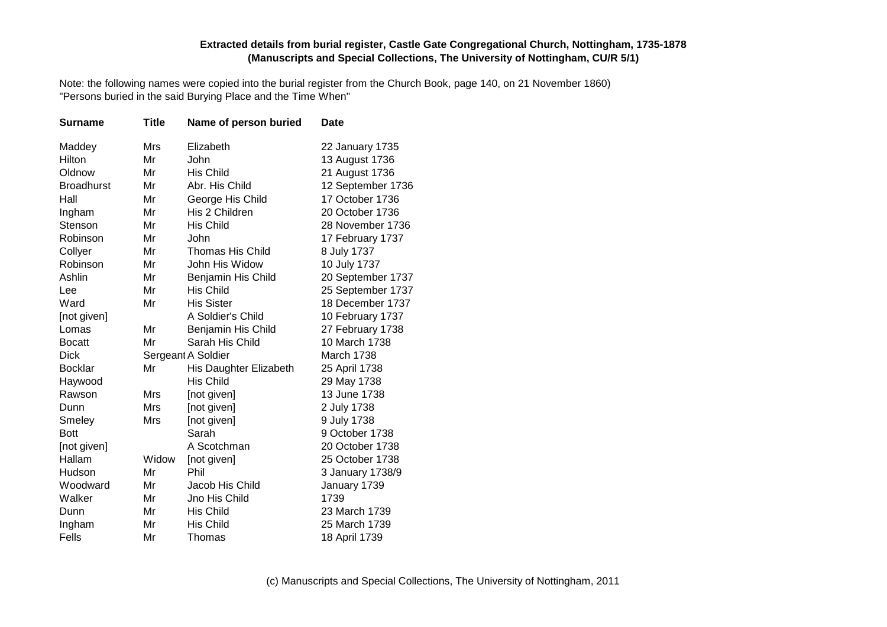**Extracted details from burial register, Castle Gate Congregational Church, Nottingham, 1735-1878**
**(Manuscripts and Special Collections, The University of Nottingham, CU/R 5/1)**

Note: the following names were copied into the burial register from the Church Book, page 140, on 21 November 1860)
"Persons buried in the said Burying Place and the Time When"

| Surname | Title | Name of person buried | Date |
|---|---|---|---|
| Maddey | Mrs | Elizabeth | 22 January 1735 |
| Hilton | Mr | John | 13 August 1736 |
| Oldnow | Mr | His Child | 21 August 1736 |
| Broadhurst | Mr | Abr. His Child | 12 September 1736 |
| Hall | Mr | George His Child | 17 October 1736 |
| Ingham | Mr | His 2 Children | 20 October 1736 |
| Stenson | Mr | His Child | 28 November 1736 |
| Robinson | Mr | John | 17 February 1737 |
| Collyer | Mr | Thomas His Child | 8 July 1737 |
| Robinson | Mr | John His Widow | 10 July 1737 |
| Ashlin | Mr | Benjamin His Child | 20 September 1737 |
| Lee | Mr | His Child | 25 September 1737 |
| Ward | Mr | His Sister | 18 December 1737 |
| [not given] | | A Soldier's Child | 10 February 1737 |
| Lomas | Mr | Benjamin His Child | 27 February 1738 |
| Bocatt | Mr | Sarah His Child | 10 March 1738 |
| Dick | Sergeant | A Soldier | March 1738 |
| Bocklar | Mr | His Daughter Elizabeth | 25 April 1738 |
| Haywood | | His Child | 29 May 1738 |
| Rawson | Mrs | [not given] | 13 June 1738 |
| Dunn | Mrs | [not given] | 2 July 1738 |
| Smeley | Mrs | [not given] | 9 July 1738 |
| Bott | | Sarah | 9 October 1738 |
| [not given] | | A Scotchman | 20 October 1738 |
| Hallam | Widow | [not given] | 25 October 1738 |
| Hudson | Mr | Phil | 3 January 1738/9 |
| Woodward | Mr | Jacob His Child | January 1739 |
| Walker | Mr | Jno His Child | 1739 |
| Dunn | Mr | His Child | 23 March 1739 |
| Ingham | Mr | His Child | 25 March 1739 |
| Fells | Mr | Thomas | 18 April 1739 |

(c) Manuscripts and Special Collections, The University of Nottingham, 2011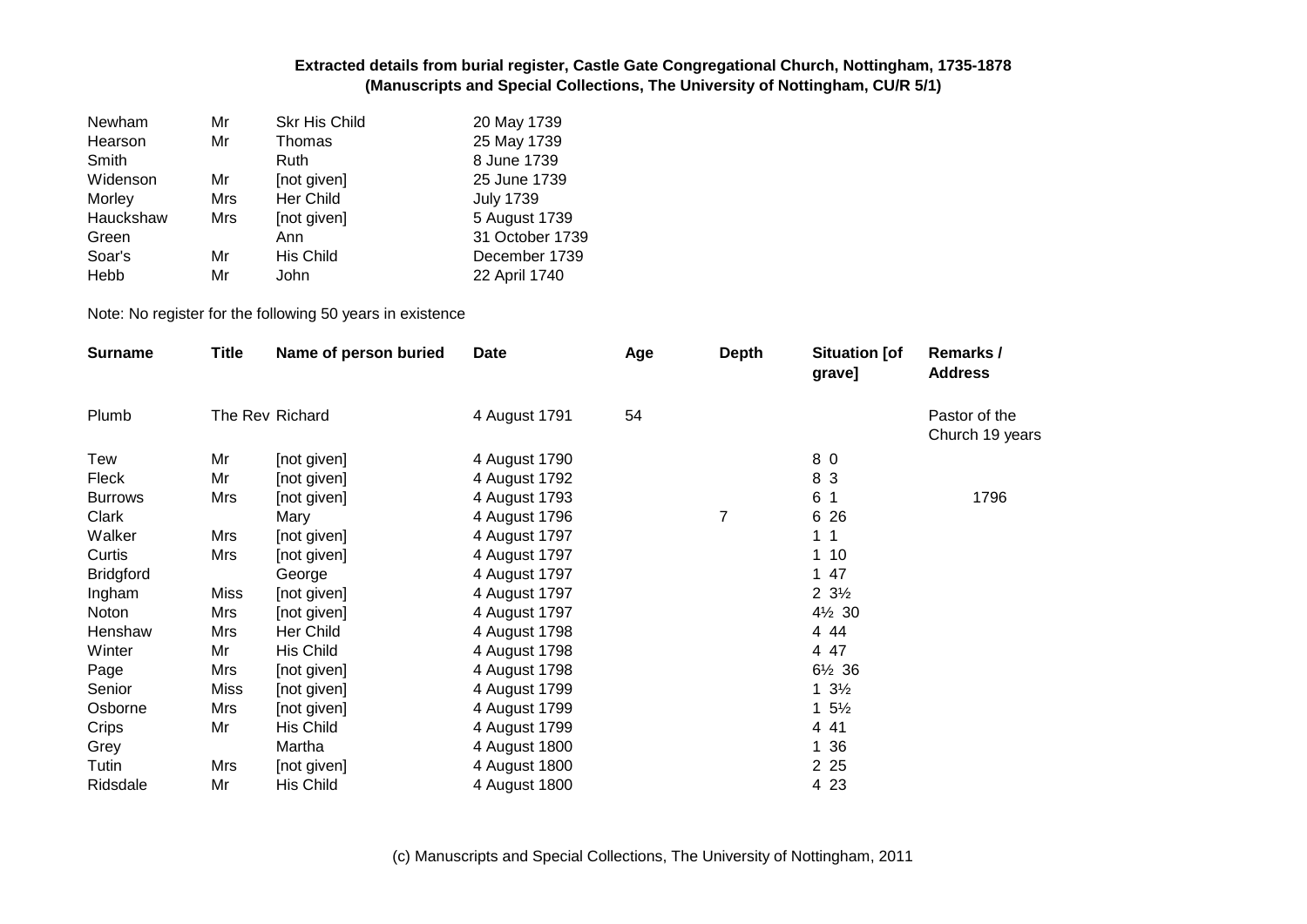**Extracted details from burial register, Castle Gate Congregational Church, Nottingham, 1735-1878**
**(Manuscripts and Special Collections, The University of Nottingham, CU/R 5/1)**

| | | | |
|---|---|---|---|
| Newham | Mr | Skr His Child | 20 May 1739 |
| Hearson | Mr | Thomas | 25 May 1739 |
| Smith | | Ruth | 8 June 1739 |
| Widenson | Mr | [not given] | 25 June 1739 |
| Morley | Mrs | Her Child | July 1739 |
| Hauckshaw | Mrs | [not given] | 5 August 1739 |
| Green | | Ann | 31 October 1739 |
| Soar's | Mr | His Child | December 1739 |
| Hebb | Mr | John | 22 April 1740 |

Note: No register for the following 50 years in existence

| Surname | Title | Name of person buried | Date | Age | Depth | Situation [of grave] | Remarks / Address |
|---|---|---|---|---|---|---|---|
| Plumb | The Rev | Richard | 4 August 1791 | 54 | | | Pastor of the Church 19 years |
| Tew | Mr | [not given] | 4 August 1790 | | | 8 0 | |
| Fleck | Mr | [not given] | 4 August 1792 | | | 8 3 | |
| Burrows | Mrs | [not given] | 4 August 1793 | | | 6 1 | 1796 |
| Clark | | Mary | 4 August 1796 | | 7 | 6 26 | |
| Walker | Mrs | [not given] | 4 August 1797 | | | 1 1 | |
| Curtis | Mrs | [not given] | 4 August 1797 | | | 1 10 | |
| Bridgford | | George | 4 August 1797 | | | 1 47 | |
| Ingham | Miss | [not given] | 4 August 1797 | | | 2 3½ | |
| Noton | Mrs | [not given] | 4 August 1797 | | | 4½ 30 | |
| Henshaw | Mrs | Her Child | 4 August 1798 | | | 4 44 | |
| Winter | Mr | His Child | 4 August 1798 | | | 4 47 | |
| Page | Mrs | [not given] | 4 August 1798 | | | 6½ 36 | |
| Senior | Miss | [not given] | 4 August 1799 | | | 1 3½ | |
| Osborne | Mrs | [not given] | 4 August 1799 | | | 1 5½ | |
| Crips | Mr | His Child | 4 August 1799 | | | 4 41 | |
| Grey | | Martha | 4 August 1800 | | | 1 36 | |
| Tutin | Mrs | [not given] | 4 August 1800 | | | 2 25 | |
| Ridsdale | Mr | His Child | 4 August 1800 | | | 4 23 | |

(c) Manuscripts and Special Collections, The University of Nottingham, 2011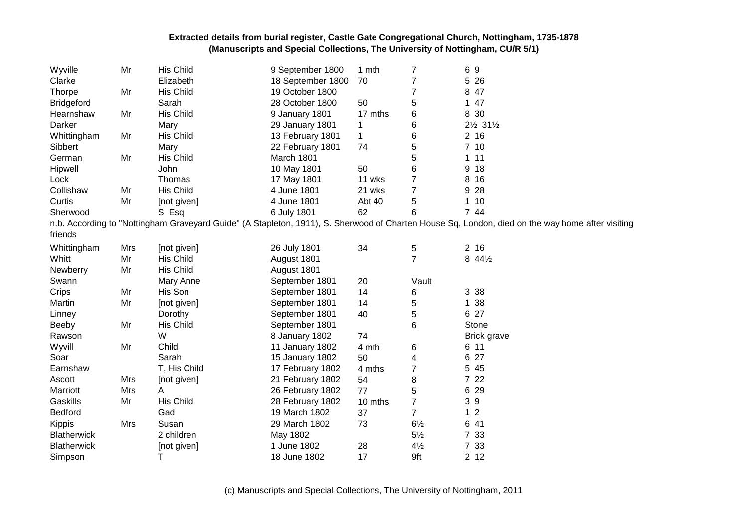**Extracted details from burial register, Castle Gate Congregational Church, Nottingham, 1735-1878 (Manuscripts and Special Collections, The University of Nottingham, CU/R 5/1)**

| | | | | | | |
|---|---|---|---|---|---|---|
| Wyville | Mr | His Child | 9 September 1800 | 1 mth | 7 | 6 9 |
| Clarke | | Elizabeth | 18 September 1800 | 70 | 7 | 5 26 |
| Thorpe | Mr | His Child | 19 October 1800 | | 7 | 8 47 |
| Bridgeford | | Sarah | 28 October 1800 | 50 | 5 | 1 47 |
| Hearnshaw | Mr | His Child | 9 January 1801 | 17 mths | 6 | 8 30 |
| Darker | | Mary | 29 January 1801 | 1 | 6 | 2½ 31½ |
| Whittingham | Mr | His Child | 13 February 1801 | 1 | 6 | 2 16 |
| Sibbert | | Mary | 22 February 1801 | 74 | 5 | 7 10 |
| German | Mr | His Child | March 1801 | | 5 | 1 11 |
| Hipwell | | John | 10 May 1801 | 50 | 6 | 9 18 |
| Lock | | Thomas | 17 May 1801 | 11 wks | 7 | 8 16 |
| Collishaw | Mr | His Child | 4 June 1801 | 21 wks | 7 | 9 28 |
| Curtis | Mr | [not given] | 4 June 1801 | Abt 40 | 5 | 1 10 |
| Sherwood | | S Esq | 6 July 1801 | 62 | 6 | 7 44 |

n.b. According to "Nottingham Graveyard Guide" (A Stapleton, 1911), S. Sherwood of Charten House Sq, London, died on the way home after visiting friends

| | | | | | | |
|---|---|---|---|---|---|---|
| Whittingham | Mrs | [not given] | 26 July 1801 | 34 | 5 | 2 16 |
| Whitt | Mr | His Child | August 1801 | | 7 | 8 44½ |
| Newberry | Mr | His Child | August 1801 | | | |
| Swann | | Mary Anne | September 1801 | 20 | Vault | |
| Crips | Mr | His Son | September 1801 | 14 | 6 | 3 38 |
| Martin | Mr | [not given] | September 1801 | 14 | 5 | 1 38 |
| Linney | | Dorothy | September 1801 | 40 | 5 | 6 27 |
| Beeby | Mr | His Child | September 1801 | | 6 | Stone |
| Rawson | | W | 8 January 1802 | 74 | | Brick grave |
| Wyvill | Mr | Child | 11 January 1802 | 4 mth | 6 | 6 11 |
| Soar | | Sarah | 15 January 1802 | 50 | 4 | 6 27 |
| Earnshaw | | T, His Child | 17 February 1802 | 4 mths | 7 | 5 45 |
| Ascott | Mrs | [not given] | 21 February 1802 | 54 | 8 | 7 22 |
| Marriott | Mrs | A | 26 February 1802 | 77 | 5 | 6 29 |
| Gaskills | Mr | His Child | 28 February 1802 | 10 mths | 7 | 3 9 |
| Bedford | | Gad | 19 March 1802 | 37 | 7 | 1 2 |
| Kippis | Mrs | Susan | 29 March 1802 | 73 | 6½ | 6 41 |
| Blatherwick | | 2 children | May 1802 | | 5½ | 7 33 |
| Blatherwick | | [not given] | 1 June 1802 | 28 | 4½ | 7 33 |
| Simpson | | T | 18 June 1802 | 17 | 9ft | 2 12 |

(c) Manuscripts and Special Collections, The University of Nottingham, 2011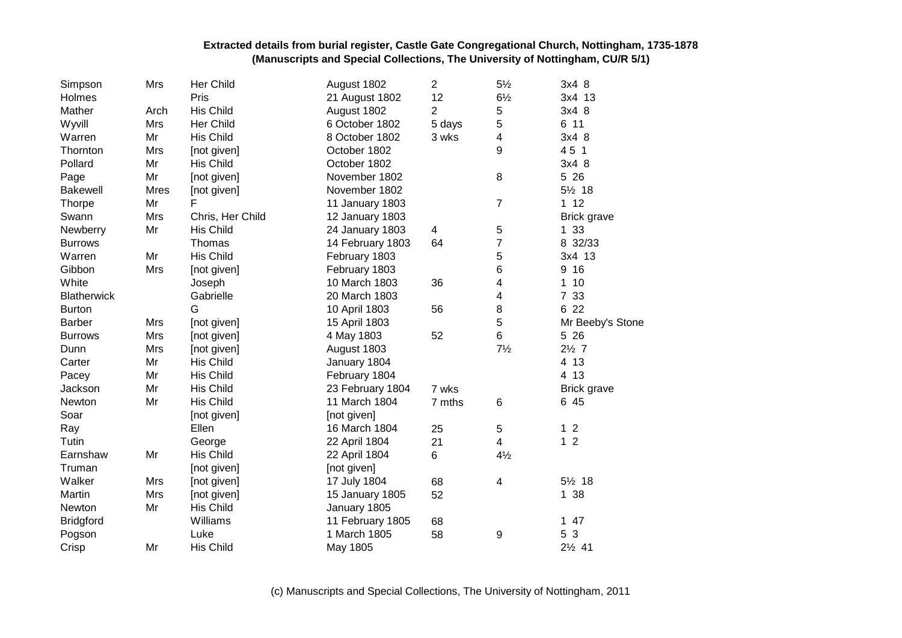**Extracted details from burial register, Castle Gate Congregational Church, Nottingham, 1735-1878**
**(Manuscripts and Special Collections, The University of Nottingham, CU/R 5/1)**

| | | | | | | |
|---|---|---|---|---|---|---|
| Simpson | Mrs | Her Child | August 1802 | 2 | 5½ | 3x4 8 |
| Holmes | | Pris | 21 August 1802 | 12 | 6½ | 3x4 13 |
| Mather | Arch | His Child | August 1802 | 2 | 5 | 3x4 8 |
| Wyvill | Mrs | Her Child | 6 October 1802 | 5 days | 5 | 6 11 |
| Warren | Mr | His Child | 8 October 1802 | 3 wks | 4 | 3x4 8 |
| Thornton | Mrs | [not given] | October 1802 | | 9 | 4 5 1 |
| Pollard | Mr | His Child | October 1802 | | | 3x4 8 |
| Page | Mr | [not given] | November 1802 | | 8 | 5 26 |
| Bakewell | Mres | [not given] | November 1802 | | | 5½ 18 |
| Thorpe | Mr | F | 11 January 1803 | | 7 | 1 12 |
| Swann | Mrs | Chris, Her Child | 12 January 1803 | | | Brick grave |
| Newberry | Mr | His Child | 24 January 1803 | 4 | 5 | 1 33 |
| Burrows | | Thomas | 14 February 1803 | 64 | 7 | 8 32/33 |
| Warren | Mr | His Child | February 1803 | | 5 | 3x4 13 |
| Gibbon | Mrs | [not given] | February 1803 | | 6 | 9 16 |
| White | | Joseph | 10 March 1803 | 36 | 4 | 1 10 |
| Blatherwick | | Gabrielle | 20 March 1803 | | 4 | 7 33 |
| Burton | | G | 10 April 1803 | 56 | 8 | 6 22 |
| Barber | Mrs | [not given] | 15 April 1803 | | 5 | Mr Beeby's Stone |
| Burrows | Mrs | [not given] | 4 May 1803 | 52 | 6 | 5 26 |
| Dunn | Mrs | [not given] | August 1803 | | 7½ | 2½ 7 |
| Carter | Mr | His Child | January 1804 | | | 4 13 |
| Pacey | Mr | His Child | February 1804 | | | 4 13 |
| Jackson | Mr | His Child | 23 February 1804 | 7 wks | | Brick grave |
| Newton | Mr | His Child | 11 March 1804 | 7 mths | 6 | 6 45 |
| Soar | | [not given] | [not given] | | | |
| Ray | | Ellen | 16 March 1804 | 25 | 5 | 1 2 |
| Tutin | | George | 22 April 1804 | 21 | 4 | 1 2 |
| Earnshaw | Mr | His Child | 22 April 1804 | 6 | 4½ | |
| Truman | | [not given] | [not given] | | | |
| Walker | Mrs | [not given] | 17 July 1804 | 68 | 4 | 5½ 18 |
| Martin | Mrs | [not given] | 15 January 1805 | 52 | | 1 38 |
| Newton | Mr | His Child | January 1805 | | | |
| Bridgford | | Williams | 11 February 1805 | 68 | | 1 47 |
| Pogson | | Luke | 1 March 1805 | 58 | 9 | 5 3 |
| Crisp | Mr | His Child | May 1805 | | | 2½ 41 |

(c) Manuscripts and Special Collections, The University of Nottingham, 2011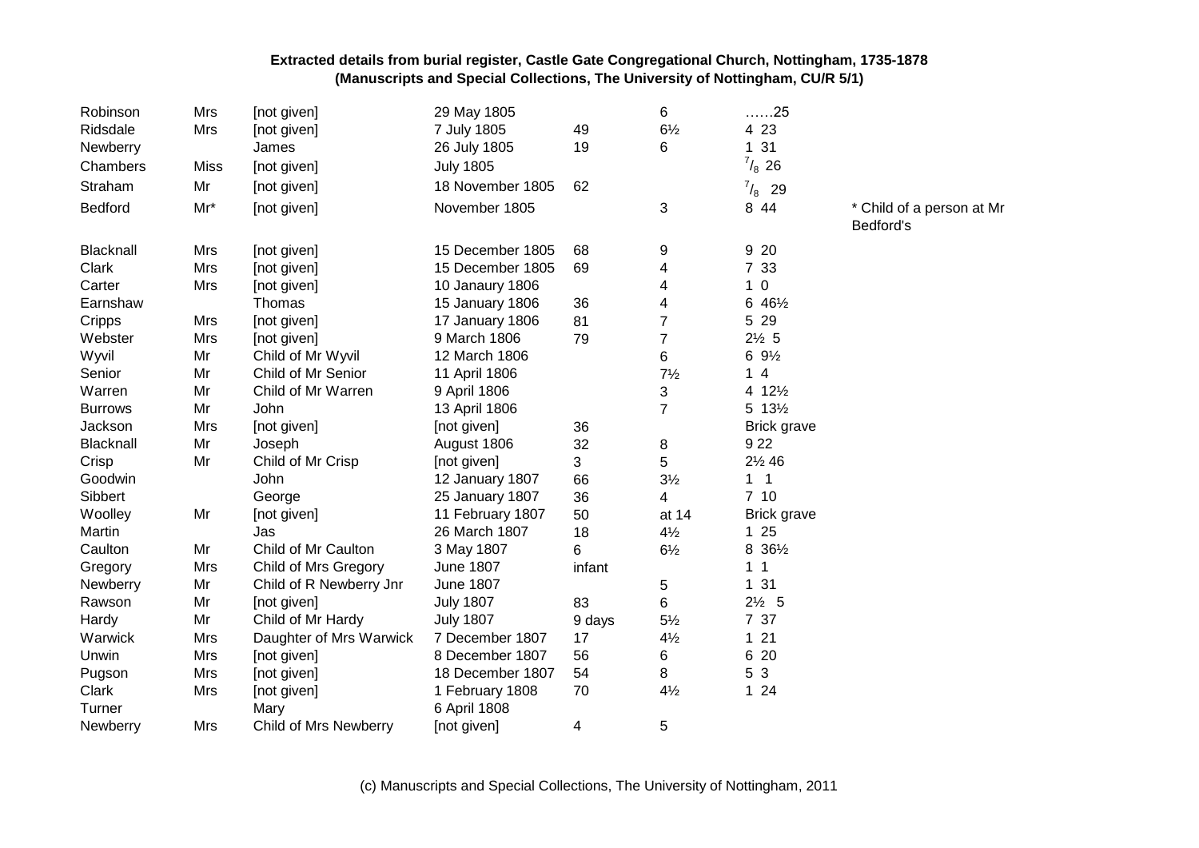**Extracted details from burial register, Castle Gate Congregational Church, Nottingham, 1735-1878**
**(Manuscripts and Special Collections, The University of Nottingham, CU/R 5/1)**

| | | | | | | | |
|---|---|---|---|---|---|---|---|
| Robinson | Mrs | [not given] | 29 May 1805 | | 6 | ……25 | |
| Ridsdale | Mrs | [not given] | 7 July 1805 | 49 | 6½ | 4 23 | |
| Newberry | | James | 26 July 1805 | 19 | 6 | 1 31 | |
| Chambers | Miss | [not given] | July 1805 | | | $^7/_8$ 26 | |
| Straham | Mr | [not given] | 18 November 1805 | 62 | | $^7/_8$ 29 | |
| Bedford | Mr* | [not given] | November 1805 | | 3 | 8 44 | * Child of a person at Mr Bedford's |
| Blacknall | Mrs | [not given] | 15 December 1805 | 68 | 9 | 9 20 | |
| Clark | Mrs | [not given] | 15 December 1805 | 69 | 4 | 7 33 | |
| Carter | Mrs | [not given] | 10 Janaury 1806 | | 4 | 1 0 | |
| Earnshaw | | Thomas | 15 January 1806 | 36 | 4 | 6 46½ | |
| Cripps | Mrs | [not given] | 17 January 1806 | 81 | 7 | 5 29 | |
| Webster | Mrs | [not given] | 9 March 1806 | 79 | 7 | 2½ 5 | |
| Wyvil | Mr | Child of Mr Wyvil | 12 March 1806 | | 6 | 6 9½ | |
| Senior | Mr | Child of Mr Senior | 11 April 1806 | | 7½ | 1 4 | |
| Warren | Mr | Child of Mr Warren | 9 April 1806 | | 3 | 4 12½ | |
| Burrows | Mr | John | 13 April 1806 | | 7 | 5 13½ | |
| Jackson | Mrs | [not given] | [not given] | 36 | | Brick grave | |
| Blacknall | Mr | Joseph | August 1806 | 32 | 8 | 9 22 | |
| Crisp | Mr | Child of Mr Crisp | [not given] | 3 | 5 | 2½ 46 | |
| Goodwin | | John | 12 January 1807 | 66 | 3½ | 1 1 | |
| Sibbert | | George | 25 January 1807 | 36 | 4 | 7 10 | |
| Woolley | Mr | [not given] | 11 February 1807 | 50 | at 14 | Brick grave | |
| Martin | | Jas | 26 March 1807 | 18 | 4½ | 1 25 | |
| Caulton | Mr | Child of Mr Caulton | 3 May 1807 | 6 | 6½ | 8 36½ | |
| Gregory | Mrs | Child of Mrs Gregory | June 1807 | infant | | 1 1 | |
| Newberry | Mr | Child of R Newberry Jnr | June 1807 | | 5 | 1 31 | |
| Rawson | Mr | [not given] | July 1807 | 83 | 6 | 2½ 5 | |
| Hardy | Mr | Child of Mr Hardy | July 1807 | 9 days | 5½ | 7 37 | |
| Warwick | Mrs | Daughter of Mrs Warwick | 7 December 1807 | 17 | 4½ | 1 21 | |
| Unwin | Mrs | [not given] | 8 December 1807 | 56 | 6 | 6 20 | |
| Pugson | Mrs | [not given] | 18 December 1807 | 54 | 8 | 5 3 | |
| Clark | Mrs | [not given] | 1 February 1808 | 70 | 4½ | 1 24 | |
| Turner | | Mary | 6 April 1808 | | | | |
| Newberry | Mrs | Child of Mrs Newberry | [not given] | 4 | 5 | | |

(c) Manuscripts and Special Collections, The University of Nottingham, 2011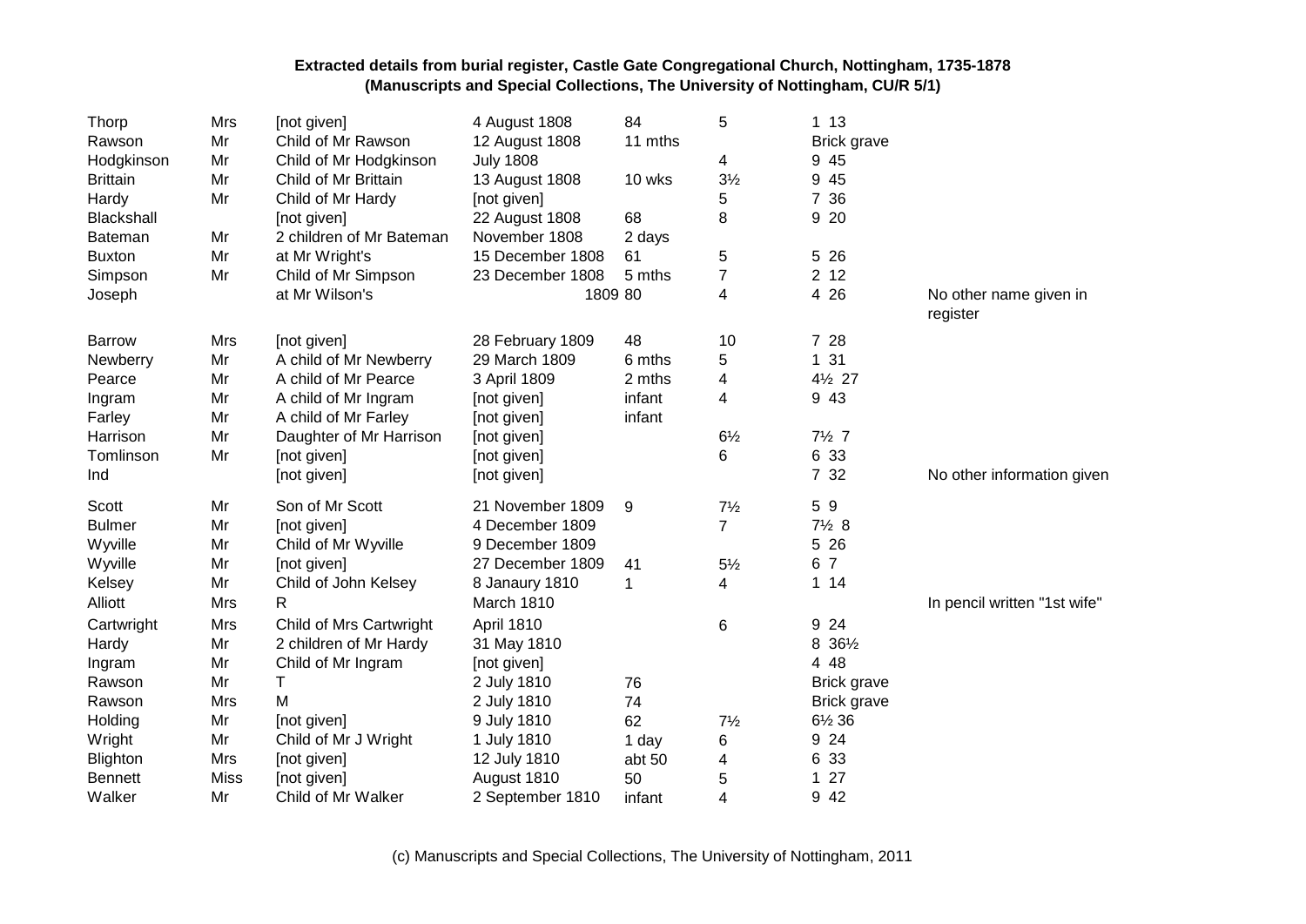**Extracted details from burial register, Castle Gate Congregational Church, Nottingham, 1735-1878**
**(Manuscripts and Special Collections, The University of Nottingham, CU/R 5/1)**

| | | | | | | | |
|---|---|---|---|---|---|---|---|
| Thorp | Mrs | [not given] | 4 August 1808 | 84 | 5 | 1 13 | |
| Rawson | Mr | Child of Mr Rawson | 12 August 1808 | 11 mths | | Brick grave | |
| Hodgkinson | Mr | Child of Mr Hodgkinson | July 1808 | | 4 | 9 45 | |
| Brittain | Mr | Child of Mr Brittain | 13 August 1808 | 10 wks | 3½ | 9 45 | |
| Hardy | Mr | Child of Mr Hardy | [not given] | | 5 | 7 36 | |
| Blackshall | | [not given] | 22 August 1808 | 68 | 8 | 9 20 | |
| Bateman | Mr | 2 children of Mr Bateman | November 1808 | 2 days | | | |
| Buxton | Mr | at Mr Wright's | 15 December 1808 | 61 | 5 | 5 26 | |
| Simpson | Mr | Child of Mr Simpson | 23 December 1808 | 5 mths | 7 | 2 12 | |
| Joseph | | at Mr Wilson's | 1809 | 80 | 4 | 4 26 | No other name given in register |
| Barrow | Mrs | [not given] | 28 February 1809 | 48 | 10 | 7 28 | |
| Newberry | Mr | A child of Mr Newberry | 29 March 1809 | 6 mths | 5 | 1 31 | |
| Pearce | Mr | A child of Mr Pearce | 3 April 1809 | 2 mths | 4 | 4½ 27 | |
| Ingram | Mr | A child of Mr Ingram | [not given] | infant | 4 | 9 43 | |
| Farley | Mr | A child of Mr Farley | [not given] | infant | | | |
| Harrison | Mr | Daughter of Mr Harrison | [not given] | | 6½ | 7½ 7 | |
| Tomlinson | Mr | [not given] | [not given] | | 6 | 6 33 | |
| Ind | | [not given] | [not given] | | | 7 32 | No other information given |
| Scott | Mr | Son of Mr Scott | 21 November 1809 | 9 | 7½ | 5 9 | |
| Bulmer | Mr | [not given] | 4 December 1809 | | 7 | 7½ 8 | |
| Wyville | Mr | Child of Mr Wyville | 9 December 1809 | | | 5 26 | |
| Wyville | Mr | [not given] | 27 December 1809 | 41 | 5½ | 6 7 | |
| Kelsey | Mr | Child of John Kelsey | 8 Janaury 1810 | 1 | 4 | 1 14 | |
| Alliott | Mrs | R | March 1810 | | | | In pencil written "1st wife" |
| Cartwright | Mrs | Child of Mrs Cartwright | April 1810 | | 6 | 9 24 | |
| Hardy | Mr | 2 children of Mr Hardy | 31 May 1810 | | | 8 36½ | |
| Ingram | Mr | Child of Mr Ingram | [not given] | | | 4 48 | |
| Rawson | Mr | T | 2 July 1810 | 76 | | Brick grave | |
| Rawson | Mrs | M | 2 July 1810 | 74 | | Brick grave | |
| Holding | Mr | [not given] | 9 July 1810 | 62 | 7½ | 6½ 36 | |
| Wright | Mr | Child of Mr J Wright | 1 July 1810 | 1 day | 6 | 9 24 | |
| Blighton | Mrs | [not given] | 12 July 1810 | abt 50 | 4 | 6 33 | |
| Bennett | Miss | [not given] | August 1810 | 50 | 5 | 1 27 | |
| Walker | Mr | Child of Mr Walker | 2 September 1810 | infant | 4 | 9 42 | |

(c) Manuscripts and Special Collections, The University of Nottingham, 2011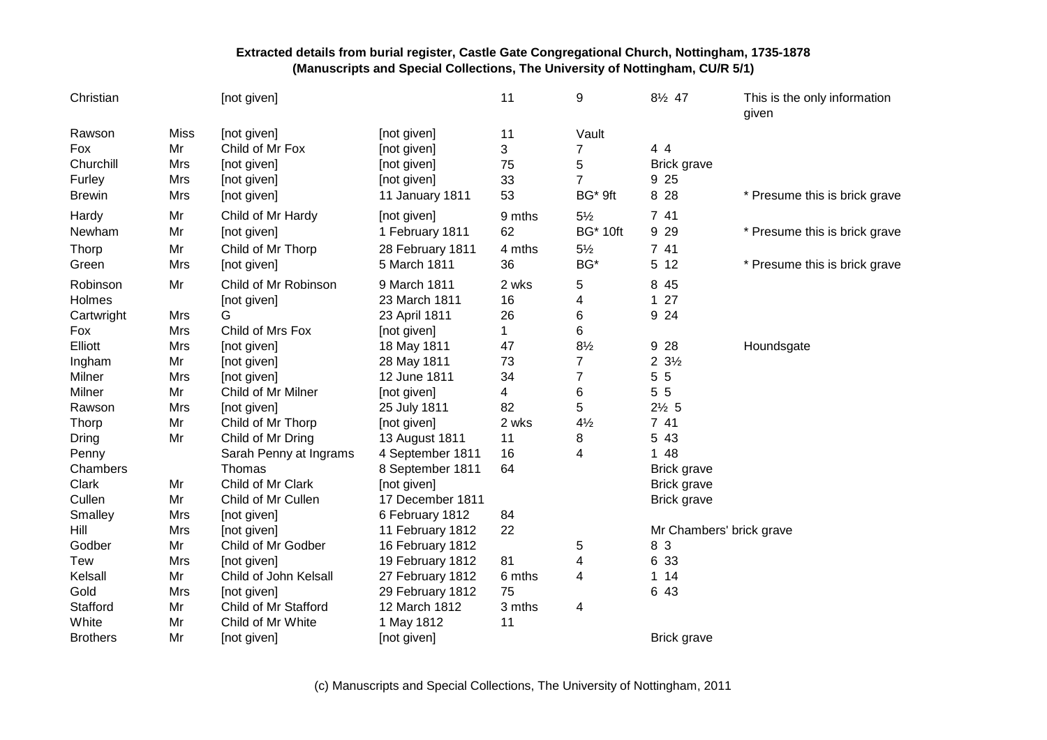**Extracted details from burial register, Castle Gate Congregational Church, Nottingham, 1735-1878**
**(Manuscripts and Special Collections, The University of Nottingham, CU/R 5/1)**

| | | | | | | | |
|---|---|---|---|---|---|---|---|
| Christian | | [not given] | | 11 | 9 | 8½ 47 | This is the only information given |
| Rawson | Miss | [not given] | [not given] | 11 | Vault | | |
| Fox | Mr | Child of Mr Fox | [not given] | 3 | 7 | 4 4 | |
| Churchill | Mrs | [not given] | [not given] | 75 | 5 | Brick grave | |
| Furley | Mrs | [not given] | [not given] | 33 | 7 | 9 25 | |
| Brewin | Mrs | [not given] | 11 January 1811 | 53 | BG* 9ft | 8 28 | * Presume this is brick grave |
| Hardy | Mr | Child of Mr Hardy | [not given] | 9 mths | 5½ | 7 41 | |
| Newham | Mr | [not given] | 1 February 1811 | 62 | BG* 10ft | 9 29 | * Presume this is brick grave |
| Thorp | Mr | Child of Mr Thorp | 28 February 1811 | 4 mths | 5½ | 7 41 | |
| Green | Mrs | [not given] | 5 March 1811 | 36 | BG* | 5 12 | * Presume this is brick grave |
| Robinson | Mr | Child of Mr Robinson | 9 March 1811 | 2 wks | 5 | 8 45 | |
| Holmes | | [not given] | 23 March 1811 | 16 | 4 | 1 27 | |
| Cartwright | Mrs | G | 23 April 1811 | 26 | 6 | 9 24 | |
| Fox | Mrs | Child of Mrs Fox | [not given] | 1 | 6 | | |
| Elliott | Mrs | [not given] | 18 May 1811 | 47 | 8½ | 9 28 | Houndsgate |
| Ingham | Mr | [not given] | 28 May 1811 | 73 | 7 | 2 3½ | |
| Milner | Mrs | [not given] | 12 June 1811 | 34 | 7 | 5 5 | |
| Milner | Mr | Child of Mr Milner | [not given] | 4 | 6 | 5 5 | |
| Rawson | Mrs | [not given] | 25 July 1811 | 82 | 5 | 2½ 5 | |
| Thorp | Mr | Child of Mr Thorp | [not given] | 2 wks | 4½ | 7 41 | |
| Dring | Mr | Child of Mr Dring | 13 August 1811 | 11 | 8 | 5 43 | |
| Penny | | Sarah Penny at Ingrams | 4 September 1811 | 16 | 4 | 1 48 | |
| Chambers | | Thomas | 8 September 1811 | 64 | | Brick grave | |
| Clark | Mr | Child of Mr Clark | [not given] | | | Brick grave | |
| Cullen | Mr | Child of Mr Cullen | 17 December 1811 | | | Brick grave | |
| Smalley | Mrs | [not given] | 6 February 1812 | 84 | | | |
| Hill | Mrs | [not given] | 11 February 1812 | 22 | | Mr Chambers' brick grave | |
| Godber | Mr | Child of Mr Godber | 16 February 1812 | | 5 | 8 3 | |
| Tew | Mrs | [not given] | 19 February 1812 | 81 | 4 | 6 33 | |
| Kelsall | Mr | Child of John Kelsall | 27 February 1812 | 6 mths | 4 | 1 14 | |
| Gold | Mrs | [not given] | 29 February 1812 | 75 | | 6 43 | |
| Stafford | Mr | Child of Mr Stafford | 12 March 1812 | 3 mths | 4 | | |
| White | Mr | Child of Mr White | 1 May 1812 | 11 | | | |
| Brothers | Mr | [not given] | [not given] | | | Brick grave | |

(c) Manuscripts and Special Collections, The University of Nottingham, 2011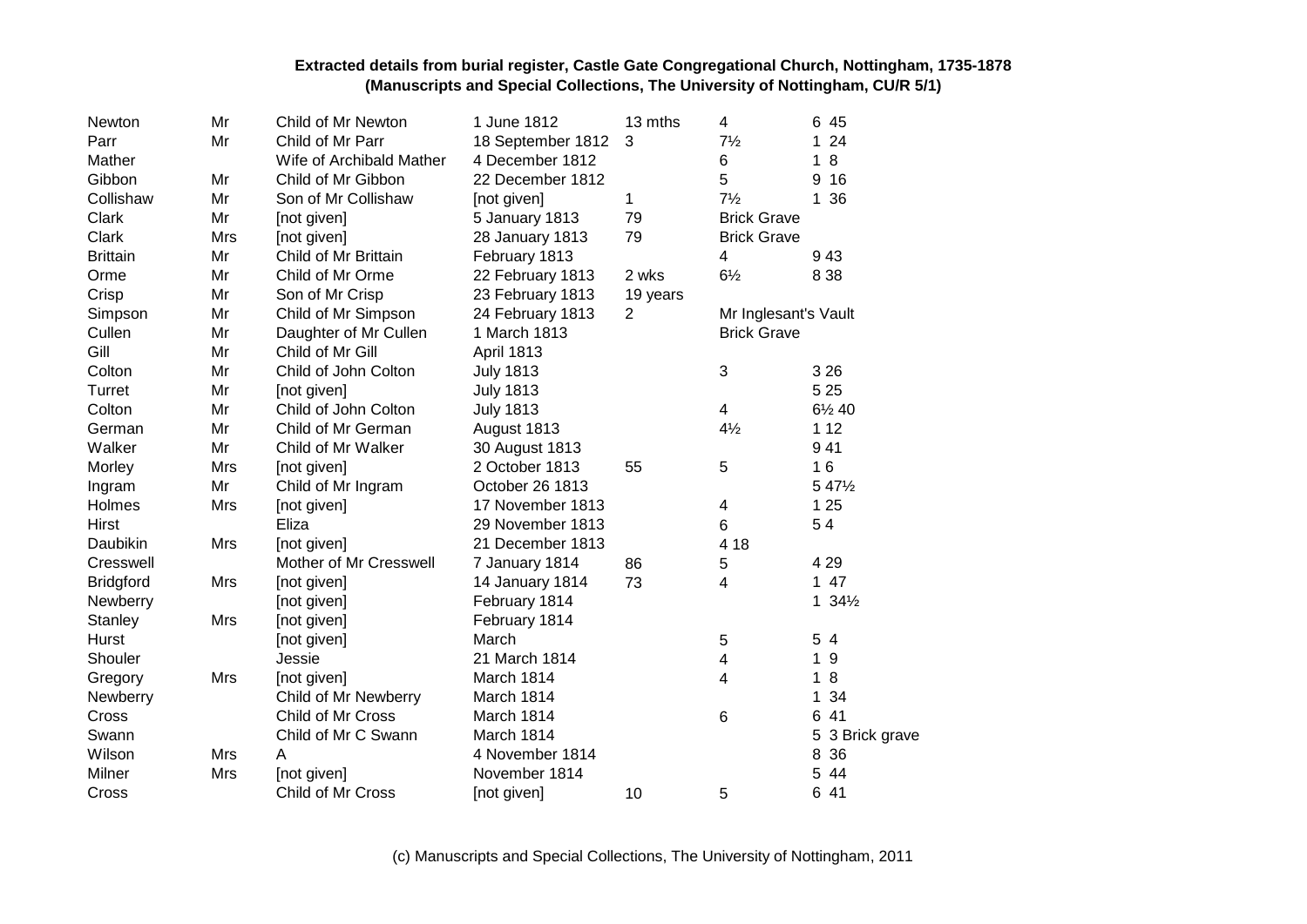| | | | | | | |
|---|---|---|---|---|---|---|
| Newton | Mr | Child of Mr Newton | 1 June 1812 | 13 mths | 4 | 6 45 |
| Parr | Mr | Child of Mr Parr | 18 September 1812 | 3 | 7½ | 1 24 |
| Mather | | Wife of Archibald Mather | 4 December 1812 | | 6 | 1 8 |
| Gibbon | Mr | Child of Mr Gibbon | 22 December 1812 | | 5 | 9 16 |
| Collishaw | Mr | Son of Mr Collishaw | [not given] | 1 | 7½ | 1 36 |
| Clark | Mr | [not given] | 5 January 1813 | 79 | Brick Grave | |
| Clark | Mrs | [not given] | 28 January 1813 | 79 | Brick Grave | |
| Brittain | Mr | Child of Mr Brittain | February 1813 | | 4 | 9 43 |
| Orme | Mr | Child of Mr Orme | 22 February 1813 | 2 wks | 6½ | 8 38 |
| Crisp | Mr | Son of Mr Crisp | 23 February 1813 | 19 years | | |
| Simpson | Mr | Child of Mr Simpson | 24 February 1813 | 2 | Mr Inglesant's Vault | |
| Cullen | Mr | Daughter of Mr Cullen | 1 March 1813 | | Brick Grave | |
| Gill | Mr | Child of Mr Gill | April 1813 | | | |
| Colton | Mr | Child of John Colton | July 1813 | | 3 | 3 26 |
| Turret | Mr | [not given] | July 1813 | | | 5 25 |
| Colton | Mr | Child of John Colton | July 1813 | | 4 | 6½ 40 |
| German | Mr | Child of Mr German | August 1813 | | 4½ | 1 12 |
| Walker | Mr | Child of Mr Walker | 30 August 1813 | | | 9 41 |
| Morley | Mrs | [not given] | 2 October 1813 | 55 | 5 | 1 6 |
| Ingram | Mr | Child of Mr Ingram | October 26 1813 | | | 5 47½ |
| Holmes | Mrs | [not given] | 17 November 1813 | | 4 | 1 25 |
| Hirst | | Eliza | 29 November 1813 | | 6 | 5 4 |
| Daubikin | Mrs | [not given] | 21 December 1813 | | 4 18 | |
| Cresswell | | Mother of Mr Cresswell | 7 January 1814 | 86 | 5 | 4 29 |
| Bridgford | Mrs | [not given] | 14 January 1814 | 73 | 4 | 1 47 |
| Newberry | | [not given] | February 1814 | | | 1 34½ |
| Stanley | Mrs | [not given] | February 1814 | | | |
| Hurst | | [not given] | March | | 5 | 5 4 |
| Shouler | | Jessie | 21 March 1814 | | 4 | 1 9 |
| Gregory | Mrs | [not given] | March 1814 | | 4 | 1 8 |
| Newberry | | Child of Mr Newberry | March 1814 | | | 1 34 |
| Cross | | Child of Mr Cross | March 1814 | | 6 | 6 41 |
| Swann | | Child of Mr C Swann | March 1814 | | | 5 3 Brick grave |
| Wilson | Mrs | A | 4 November 1814 | | | 8 36 |
| Milner | Mrs | [not given] | November 1814 | | | 5 44 |
| Cross | | Child of Mr Cross | [not given] | 10 | 5 | 6 41 |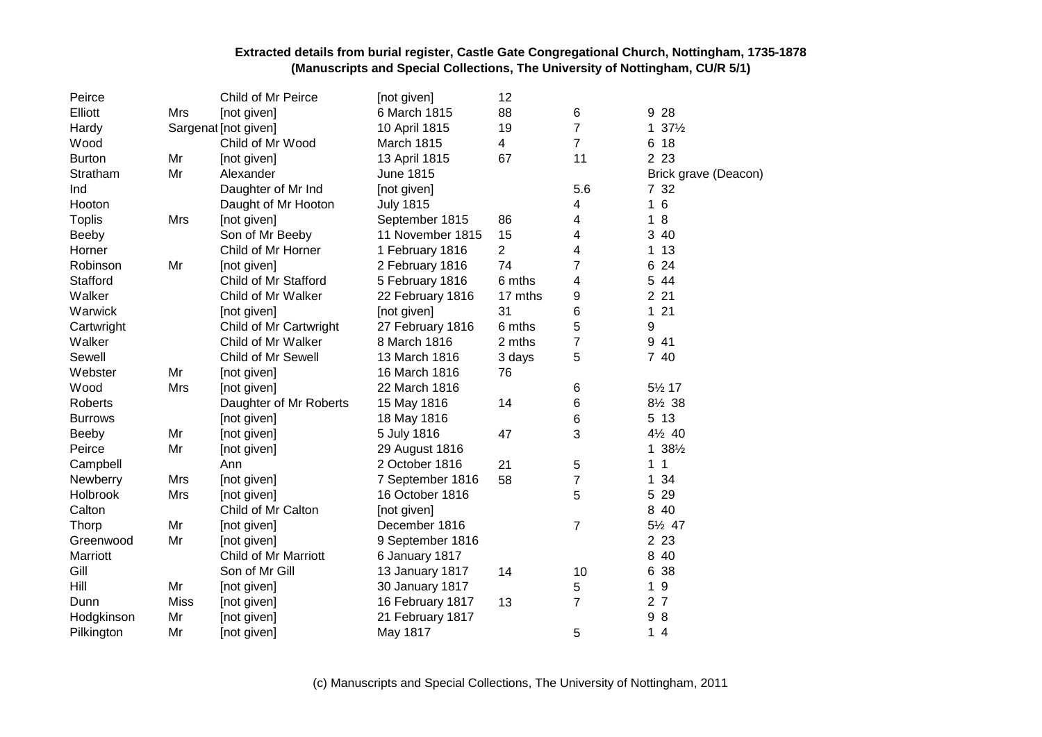**Extracted details from burial register, Castle Gate Congregational Church, Nottingham, 1735-1878**
**(Manuscripts and Special Collections, The University of Nottingham, CU/R 5/1)**

| | | | | | | |
|---|---|---|---|---|---|---|
| Peirce | | Child of Mr Peirce | [not given] | 12 | | |
| Elliott | Mrs | [not given] | 6 March 1815 | 88 | 6 | 9 28 |
| Hardy | Sargenat | [not given] | 10 April 1815 | 19 | 7 | 1 37½ |
| Wood | | Child of Mr Wood | March 1815 | 4 | 7 | 6 18 |
| Burton | Mr | [not given] | 13 April 1815 | 67 | 11 | 2 23 |
| Stratham | Mr | Alexander | June 1815 | | | Brick grave (Deacon) |
| Ind | | Daughter of Mr Ind | [not given] | | 5.6 | 7 32 |
| Hooton | | Daught of Mr Hooton | July 1815 | | 4 | 1 6 |
| Toplis | Mrs | [not given] | September 1815 | 86 | 4 | 1 8 |
| Beeby | | Son of Mr Beeby | 11 November 1815 | 15 | 4 | 3 40 |
| Horner | | Child of Mr Horner | 1 February 1816 | 2 | 4 | 1 13 |
| Robinson | Mr | [not given] | 2 February 1816 | 74 | 7 | 6 24 |
| Stafford | | Child of Mr Stafford | 5 February 1816 | 6 mths | 4 | 5 44 |
| Walker | | Child of Mr Walker | 22 February 1816 | 17 mths | 9 | 2 21 |
| Warwick | | [not given] | [not given] | 31 | 6 | 1 21 |
| Cartwright | | Child of Mr Cartwright | 27 February 1816 | 6 mths | 5 | 9 |
| Walker | | Child of Mr Walker | 8 March 1816 | 2 mths | 7 | 9 41 |
| Sewell | | Child of Mr Sewell | 13 March 1816 | 3 days | 5 | 7 40 |
| Webster | Mr | [not given] | 16 March 1816 | 76 | | |
| Wood | Mrs | [not given] | 22 March 1816 | | 6 | 5½ 17 |
| Roberts | | Daughter of Mr Roberts | 15 May 1816 | 14 | 6 | 8½ 38 |
| Burrows | | [not given] | 18 May 1816 | | 6 | 5 13 |
| Beeby | Mr | [not given] | 5 July 1816 | 47 | 3 | 4½ 40 |
| Peirce | Mr | [not given] | 29 August 1816 | | | 1 38½ |
| Campbell | | Ann | 2 October 1816 | 21 | 5 | 1 1 |
| Newberry | Mrs | [not given] | 7 September 1816 | 58 | 7 | 1 34 |
| Holbrook | Mrs | [not given] | 16 October 1816 | | 5 | 5 29 |
| Calton | | Child of Mr Calton | [not given] | | | 8 40 |
| Thorp | Mr | [not given] | December 1816 | | 7 | 5½ 47 |
| Greenwood | Mr | [not given] | 9 September 1816 | | | 2 23 |
| Marriott | | Child of Mr Marriott | 6 January 1817 | | | 8 40 |
| Gill | | Son of Mr Gill | 13 January 1817 | 14 | 10 | 6 38 |
| Hill | Mr | [not given] | 30 January 1817 | | 5 | 1 9 |
| Dunn | Miss | [not given] | 16 February 1817 | 13 | 7 | 2 7 |
| Hodgkinson | Mr | [not given] | 21 February 1817 | | | 9 8 |
| Pilkington | Mr | [not given] | May 1817 | | 5 | 1 4 |

(c) Manuscripts and Special Collections, The University of Nottingham, 2011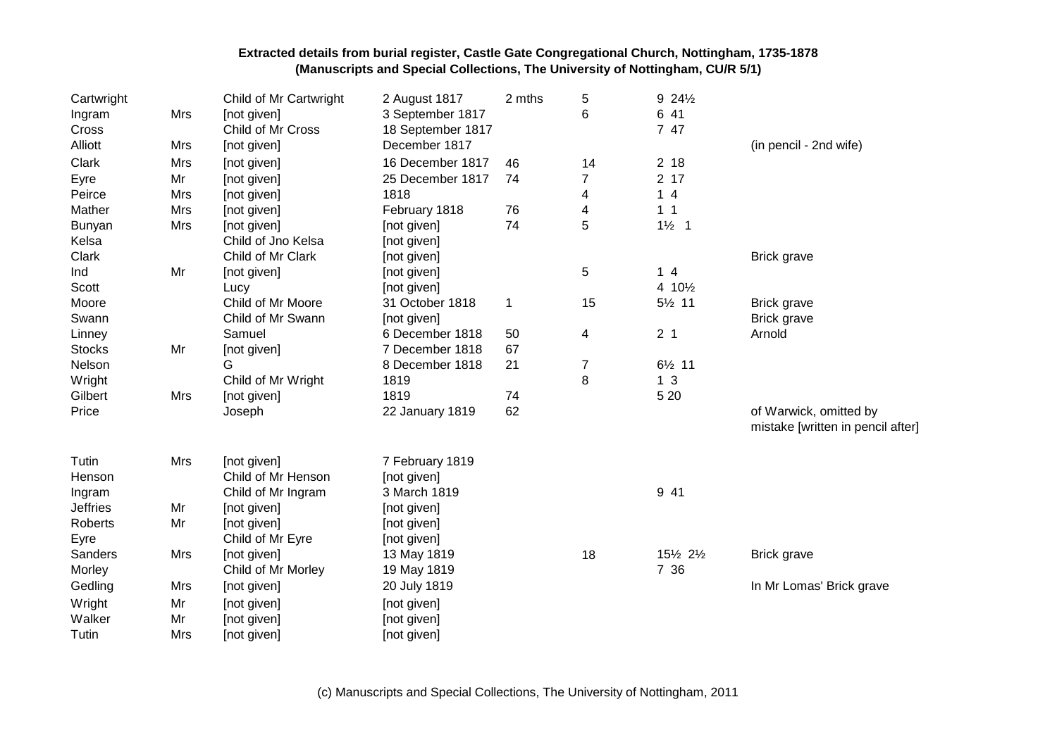**Extracted details from burial register, Castle Gate Congregational Church, Nottingham, 1735-1878**
**(Manuscripts and Special Collections, The University of Nottingham, CU/R 5/1)**

| | | | | | | | |
|---|---|---|---|---|---|---|---|
| Cartwright | | Child of Mr Cartwright | 2 August 1817 | 2 mths | 5 | 9 24½ | |
| Ingram | Mrs | [not given] | 3 September 1817 | | 6 | 6 41 | |
| Cross | | Child of Mr Cross | 18 September 1817 | | | 7 47 | |
| Alliott | Mrs | [not given] | December 1817 | | | | (in pencil - 2nd wife) |
| Clark | Mrs | [not given] | 16 December 1817 | 46 | 14 | 2 18 | |
| Eyre | Mr | [not given] | 25 December 1817 | 74 | 7 | 2 17 | |
| Peirce | Mrs | [not given] | 1818 | | 4 | 1 4 | |
| Mather | Mrs | [not given] | February 1818 | 76 | 4 | 1 1 | |
| Bunyan | Mrs | [not given] | [not given] | 74 | 5 | 1½ 1 | |
| Kelsa | | Child of Jno Kelsa | [not given] | | | | |
| Clark | | Child of Mr Clark | [not given] | | | | Brick grave |
| Ind | Mr | [not given] | [not given] | | 5 | 1 4 | |
| Scott | | Lucy | [not given] | | | 4 10½ | |
| Moore | | Child of Mr Moore | 31 October 1818 | 1 | 15 | 5½ 11 | Brick grave |
| Swann | | Child of Mr Swann | [not given] | | | | Brick grave |
| Linney | | Samuel | 6 December 1818 | 50 | 4 | 2 1 | Arnold |
| Stocks | Mr | [not given] | 7 December 1818 | 67 | | | |
| Nelson | | G | 8 December 1818 | 21 | 7 | 6½ 11 | |
| Wright | | Child of Mr Wright | 1819 | | 8 | 1 3 | |
| Gilbert | Mrs | [not given] | 1819 | 74 | | 5 20 | |
| Price | | Joseph | 22 January 1819 | 62 | | | of Warwick, omitted by mistake [written in pencil after] |
| Tutin | Mrs | [not given] | 7 February 1819 | | | | |
| Henson | | Child of Mr Henson | [not given] | | | | |
| Ingram | | Child of Mr Ingram | 3 March 1819 | | | 9 41 | |
| Jeffries | Mr | [not given] | [not given] | | | | |
| Roberts | Mr | [not given] | [not given] | | | | |
| Eyre | | Child of Mr Eyre | [not given] | | | | |
| Sanders | Mrs | [not given] | 13 May 1819 | | 18 | 15½ 2½ | Brick grave |
| Morley | | Child of Mr Morley | 19 May 1819 | | | 7 36 | |
| Gedling | Mrs | [not given] | 20 July 1819 | | | | In Mr Lomas' Brick grave |
| Wright | Mr | [not given] | [not given] | | | | |
| Walker | Mr | [not given] | [not given] | | | | |
| Tutin | Mrs | [not given] | [not given] | | | | |

(c) Manuscripts and Special Collections, The University of Nottingham, 2011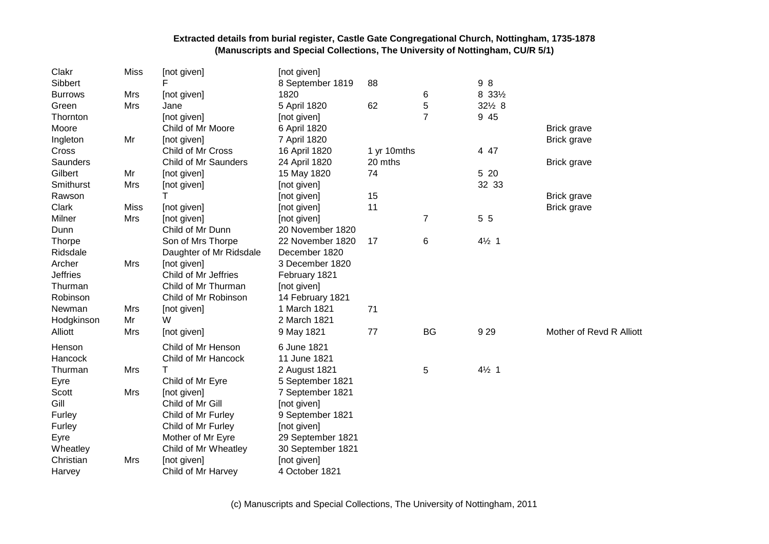**Extracted details from burial register, Castle Gate Congregational Church, Nottingham, 1735-1878**
**(Manuscripts and Special Collections, The University of Nottingham, CU/R 5/1)**

| | | | | | | | |
|---|---|---|---|---|---|---|---|
| Clakr | Miss | [not given] | [not given] | | | | |
| Sibbert | | F | 8 September 1819 | 88 | | 9 8 | |
| Burrows | Mrs | [not given] | 1820 | | 6 | 8 33½ | |
| Green | Mrs | Jane | 5 April 1820 | 62 | 5 | 32½ 8 | |
| Thornton | | [not given] | [not given] | | 7 | 9 45 | |
| Moore | | Child of Mr Moore | 6 April 1820 | | | | Brick grave |
| Ingleton | Mr | [not given] | 7 April 1820 | | | | Brick grave |
| Cross | | Child of Mr Cross | 16 April 1820 | 1 yr 10mths | | 4 47 | |
| Saunders | | Child of Mr Saunders | 24 April 1820 | 20 mths | | | Brick grave |
| Gilbert | Mr | [not given] | 15 May 1820 | 74 | | 5 20 | |
| Smithurst | Mrs | [not given] | [not given] | | | 32 33 | |
| Rawson | | T | [not given] | 15 | | | Brick grave |
| Clark | Miss | [not given] | [not given] | 11 | | | Brick grave |
| Milner | Mrs | [not given] | [not given] | | 7 | 5 5 | |
| Dunn | | Child of Mr Dunn | 20 November 1820 | | | | |
| Thorpe | | Son of Mrs Thorpe | 22 November 1820 | 17 | 6 | 4½ 1 | |
| Ridsdale | | Daughter of Mr Ridsdale | December 1820 | | | | |
| Archer | Mrs | [not given] | 3 December 1820 | | | | |
| Jeffries | | Child of Mr Jeffries | February 1821 | | | | |
| Thurman | | Child of Mr Thurman | [not given] | | | | |
| Robinson | | Child of Mr Robinson | 14 February 1821 | | | | |
| Newman | Mrs | [not given] | 1 March 1821 | 71 | | | |
| Hodgkinson | Mr | W | 2 March 1821 | | | | |
| Alliott | Mrs | [not given] | 9 May 1821 | 77 | BG | 9 29 | Mother of Revd R Alliott |
| Henson | | Child of Mr Henson | 6 June 1821 | | | | |
| Hancock | | Child of Mr Hancock | 11 June 1821 | | | | |
| Thurman | Mrs | T | 2 August 1821 | | 5 | 4½ 1 | |
| Eyre | | Child of Mr Eyre | 5 September 1821 | | | | |
| Scott | Mrs | [not given] | 7 September 1821 | | | | |
| Gill | | Child of Mr Gill | [not given] | | | | |
| Furley | | Child of Mr Furley | 9 September 1821 | | | | |
| Furley | | Child of Mr Furley | [not given] | | | | |
| Eyre | | Mother of Mr Eyre | 29 September 1821 | | | | |
| Wheatley | | Child of Mr Wheatley | 30 September 1821 | | | | |
| Christian | Mrs | [not given] | [not given] | | | | |
| Harvey | | Child of Mr Harvey | 4 October 1821 | | | | |

(c) Manuscripts and Special Collections, The University of Nottingham, 2011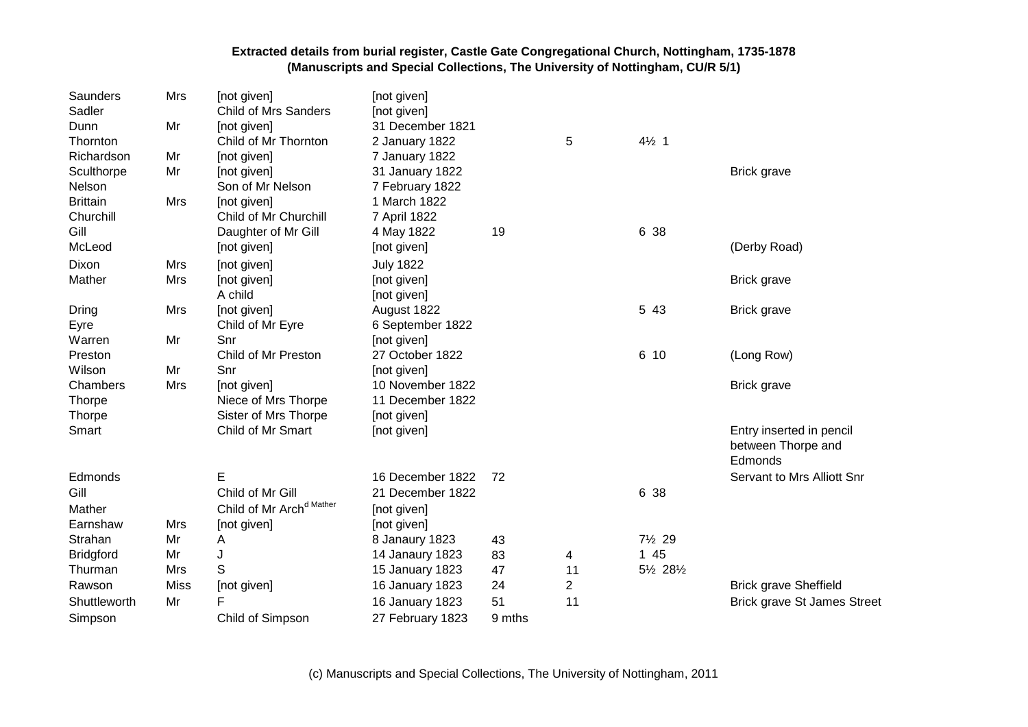**Extracted details from burial register, Castle Gate Congregational Church, Nottingham, 1735-1878**
**(Manuscripts and Special Collections, The University of Nottingham, CU/R 5/1)**

| | | | | | | | |
|---|---|---|---|---|---|---|---|
| Saunders | Mrs | [not given] | [not given] | | | | |
| Sadler | | Child of Mrs Sanders | [not given] | | | | |
| Dunn | Mr | [not given] | 31 December 1821 | | | | |
| Thornton | | Child of Mr Thornton | 2 January 1822 | | 5 | 4½ 1 | |
| Richardson | Mr | [not given] | 7 January 1822 | | | | |
| Sculthorpe | Mr | [not given] | 31 January 1822 | | | | Brick grave |
| Nelson | | Son of Mr Nelson | 7 February 1822 | | | | |
| Brittain | Mrs | [not given] | 1 March 1822 | | | | |
| Churchill | | Child of Mr Churchill | 7 April 1822 | | | | |
| Gill | | Daughter of Mr Gill | 4 May 1822 | 19 | | 6 38 | |
| McLeod | | [not given] | [not given] | | | | (Derby Road) |
| Dixon | Mrs | [not given] | July 1822 | | | | |
| Mather | Mrs | [not given] | [not given] | | | | Brick grave |
| | | A child | [not given] | | | | |
| Dring | Mrs | [not given] | August 1822 | | | 5 43 | Brick grave |
| Eyre | | Child of Mr Eyre | 6 September 1822 | | | | |
| Warren | Mr | Snr | [not given] | | | | |
| Preston | | Child of Mr Preston | 27 October 1822 | | | 6 10 | (Long Row) |
| Wilson | Mr | Snr | [not given] | | | | |
| Chambers | Mrs | [not given] | 10 November 1822 | | | | Brick grave |
| Thorpe | | Niece of Mrs Thorpe | 11 December 1822 | | | | |
| Thorpe | | Sister of Mrs Thorpe | [not given] | | | | |
| Smart | | Child of Mr Smart | [not given] | | | | Entry inserted in pencil between Thorpe and Edmonds |
| Edmonds | | E | 16 December 1822 | 72 | | | Servant to Mrs Alliott Snr |
| Gill | | Child of Mr Gill | 21 December 1822 | | | 6 38 | |
| Mather | | Child of Mr Arch[d Mather] | [not given] | | | | |
| Earnshaw | Mrs | [not given] | [not given] | | | | |
| Strahan | Mr | A | 8 Janaury 1823 | 43 | | 7½ 29 | |
| Bridgford | Mr | J | 14 Janaury 1823 | 83 | 4 | 1 45 | |
| Thurman | Mrs | S | 15 January 1823 | 47 | 11 | 5½ 28½ | |
| Rawson | Miss | [not given] | 16 January 1823 | 24 | 2 | | Brick grave Sheffield |
| Shuttleworth | Mr | F | 16 January 1823 | 51 | 11 | | Brick grave St James Street |
| Simpson | | Child of Simpson | 27 February 1823 | 9 mths | | | |

(c) Manuscripts and Special Collections, The University of Nottingham, 2011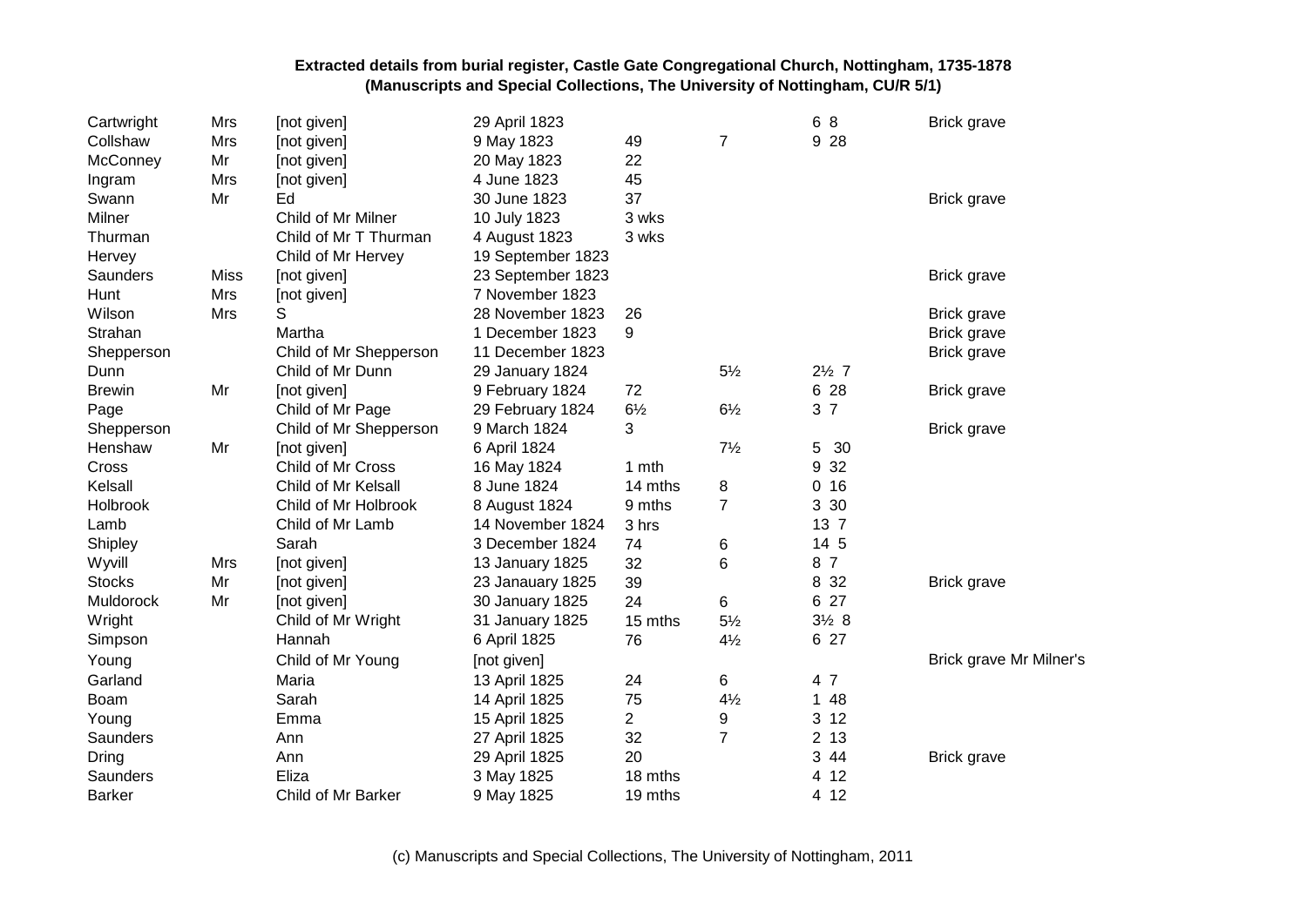**Extracted details from burial register, Castle Gate Congregational Church, Nottingham, 1735-1878**
**(Manuscripts and Special Collections, The University of Nottingham, CU/R 5/1)**

| | | | | | | | |
|---|---|---|---|---|---|---|---|
| Cartwright | Mrs | [not given] | 29 April 1823 | | | 6 8 | Brick grave |
| Collshaw | Mrs | [not given] | 9 May 1823 | 49 | 7 | 9 28 | |
| McConney | Mr | [not given] | 20 May 1823 | 22 | | | |
| Ingram | Mrs | [not given] | 4 June 1823 | 45 | | | |
| Swann | Mr | Ed | 30 June 1823 | 37 | | | Brick grave |
| Milner | | Child of Mr Milner | 10 July 1823 | 3 wks | | | |
| Thurman | | Child of Mr T Thurman | 4 August 1823 | 3 wks | | | |
| Hervey | | Child of Mr Hervey | 19 September 1823 | | | | |
| Saunders | Miss | [not given] | 23 September 1823 | | | | Brick grave |
| Hunt | Mrs | [not given] | 7 November 1823 | | | | |
| Wilson | Mrs | S | 28 November 1823 | 26 | | | Brick grave |
| Strahan | | Martha | 1 December 1823 | 9 | | | Brick grave |
| Shepperson | | Child of Mr Shepperson | 11 December 1823 | | | | Brick grave |
| Dunn | | Child of Mr Dunn | 29 January 1824 | | 5½ | 2½ 7 | |
| Brewin | Mr | [not given] | 9 February 1824 | 72 | | 6 28 | Brick grave |
| Page | | Child of Mr Page | 29 February 1824 | 6½ | 6½ | 3 7 | |
| Shepperson | | Child of Mr Shepperson | 9 March 1824 | 3 | | | Brick grave |
| Henshaw | Mr | [not given] | 6 April 1824 | | 7½ | 5 30 | |
| Cross | | Child of Mr Cross | 16 May 1824 | 1 mth | | 9 32 | |
| Kelsall | | Child of Mr Kelsall | 8 June 1824 | 14 mths | 8 | 0 16 | |
| Holbrook | | Child of Mr Holbrook | 8 August 1824 | 9 mths | 7 | 3 30 | |
| Lamb | | Child of Mr Lamb | 14 November 1824 | 3 hrs | | 13 7 | |
| Shipley | | Sarah | 3 December 1824 | 74 | 6 | 14 5 | |
| Wyvill | Mrs | [not given] | 13 January 1825 | 32 | 6 | 8 7 | |
| Stocks | Mr | [not given] | 23 Janauary 1825 | 39 | | 8 32 | Brick grave |
| Muldorock | Mr | [not given] | 30 January 1825 | 24 | 6 | 6 27 | |
| Wright | | Child of Mr Wright | 31 January 1825 | 15 mths | 5½ | 3½ 8 | |
| Simpson | | Hannah | 6 April 1825 | 76 | 4½ | 6 27 | |
| Young | | Child of Mr Young | [not given] | | | | Brick grave Mr Milner's |
| Garland | | Maria | 13 April 1825 | 24 | 6 | 4 7 | |
| Boam | | Sarah | 14 April 1825 | 75 | 4½ | 1 48 | |
| Young | | Emma | 15 April 1825 | 2 | 9 | 3 12 | |
| Saunders | | Ann | 27 April 1825 | 32 | 7 | 2 13 | |
| Dring | | Ann | 29 April 1825 | 20 | | 3 44 | Brick grave |
| Saunders | | Eliza | 3 May 1825 | 18 mths | | 4 12 | |
| Barker | | Child of Mr Barker | 9 May 1825 | 19 mths | | 4 12 | |

(c) Manuscripts and Special Collections, The University of Nottingham, 2011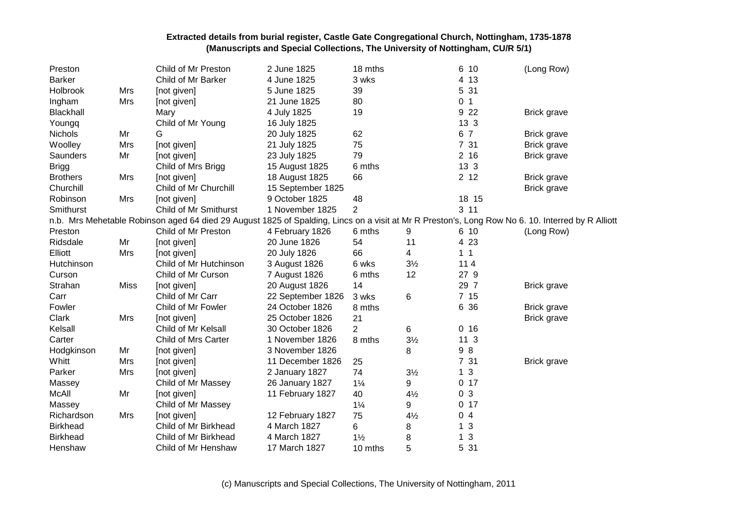**Extracted details from burial register, Castle Gate Congregational Church, Nottingham, 1735-1878**
**(Manuscripts and Special Collections, The University of Nottingham, CU/R 5/1)**

| | | | | | | | |
|---|---|---|---|---|---|---|---|
| Preston | | Child of Mr Preston | 2 June 1825 | 18 mths | | 6 10 | (Long Row) |
| Barker | | Child of Mr Barker | 4 June 1825 | 3 wks | | 4 13 | |
| Holbrook | Mrs | [not given] | 5 June 1825 | 39 | | 5 31 | |
| Ingham | Mrs | [not given] | 21 June 1825 | 80 | | 0 1 | |
| Blackhall | | Mary | 4 July 1825 | 19 | | 9 22 | Brick grave |
| Youngq | | Child of Mr Young | 16 July 1825 | | | 13 3 | |
| Nichols | Mr | G | 20 July 1825 | 62 | | 6 7 | Brick grave |
| Woolley | Mrs | [not given] | 21 July 1825 | 75 | | 7 31 | Brick grave |
| Saunders | Mr | [not given] | 23 July 1825 | 79 | | 2 16 | Brick grave |
| Brigg | | Child of Mrs Brigg | 15 August 1825 | 6 mths | | 13 3 | |
| Brothers | Mrs | [not given] | 18 August 1825 | 66 | | 2 12 | Brick grave |
| Churchill | | Child of Mr Churchill | 15 September 1825 | | | | Brick grave |
| Robinson | Mrs | [not given] | 9 October 1825 | 48 | | 18 15 | |
| Smithurst | | Child of Mr Smithurst | 1 November 1825 | 2 | | 3 11 | |
| n.b. Mrs Mehetable Robinson aged 64 died 29 August 1825 of Spalding, Lincs on a visit at Mr R Preston's, Long Row No 6. 10. Interred by R Alliott | | | | | | | |
| Preston | | Child of Mr Preston | 4 February 1826 | 6 mths | 9 | 6 10 | (Long Row) |
| Ridsdale | Mr | [not given] | 20 June 1826 | 54 | 11 | 4 23 | |
| Elliott | Mrs | [not given] | 20 July 1826 | 66 | 4 | 1 1 | |
| Hutchinson | | Child of Mr Hutchinson | 3 August 1826 | 6 wks | 3½ | 11 4 | |
| Curson | | Child of Mr Curson | 7 August 1826 | 6 mths | 12 | 27 9 | |
| Strahan | Miss | [not given] | 20 August 1826 | 14 | | 29 7 | Brick grave |
| Carr | | Child of Mr Carr | 22 September 1826 | 3 wks | 6 | 7 15 | |
| Fowler | | Child of Mr Fowler | 24 October 1826 | 8 mths | | 6 36 | Brick grave |
| Clark | Mrs | [not given] | 25 October 1826 | 21 | | | Brick grave |
| Kelsall | | Child of Mr Kelsall | 30 October 1826 | 2 | 6 | 0 16 | |
| Carter | | Child of Mrs Carter | 1 November 1826 | 8 mths | 3½ | 11 3 | |
| Hodgkinson | Mr | [not given] | 3 November 1826 | | 8 | 9 8 | |
| Whitt | Mrs | [not given] | 11 December 1826 | 25 | | 7 31 | Brick grave |
| Parker | Mrs | [not given] | 2 January 1827 | 74 | 3½ | 1 3 | |
| Massey | | Child of Mr Massey | 26 January 1827 | 1¼ | 9 | 0 17 | |
| McAll | Mr | [not given] | 11 February 1827 | 40 | 4½ | 0 3 | |
| Massey | | Child of Mr Massey | | 1¼ | 9 | 0 17 | |
| Richardson | Mrs | [not given] | 12 February 1827 | 75 | 4½ | 0 4 | |
| Birkhead | | Child of Mr Birkhead | 4 March 1827 | 6 | 8 | 1 3 | |
| Birkhead | | Child of Mr Birkhead | 4 March 1827 | 1½ | 8 | 1 3 | |
| Henshaw | | Child of Mr Henshaw | 17 March 1827 | 10 mths | 5 | 5 31 | |

(c) Manuscripts and Special Collections, The University of Nottingham, 2011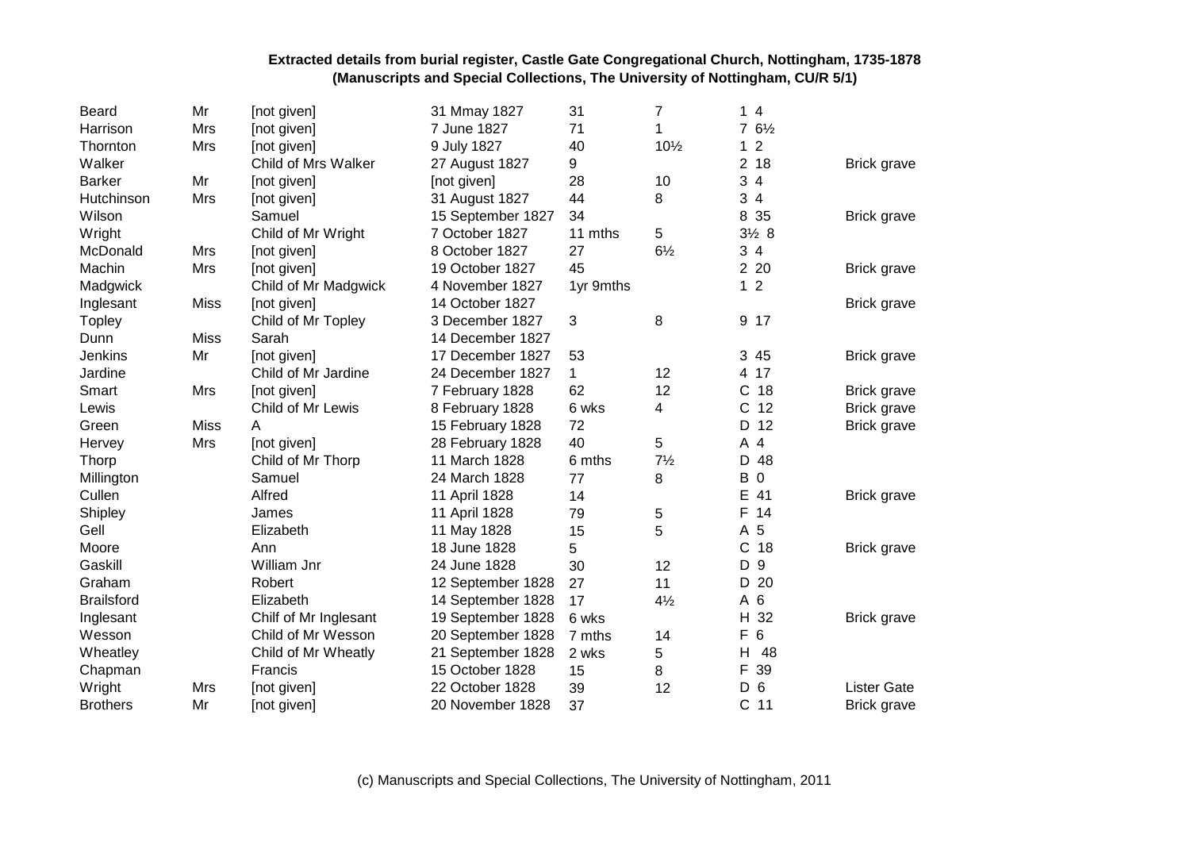**Extracted details from burial register, Castle Gate Congregational Church, Nottingham, 1735-1878**
**(Manuscripts and Special Collections, The University of Nottingham, CU/R 5/1)**

| | | | | | | | |
|---|---|---|---|---|---|---|---|
| Beard | Mr | [not given] | 31 Mmay 1827 | 31 | 7 | 1 4 | |
| Harrison | Mrs | [not given] | 7 June 1827 | 71 | 1 | 7 6½ | |
| Thornton | Mrs | [not given] | 9 July 1827 | 40 | 10½ | 1 2 | |
| Walker | | Child of Mrs Walker | 27 August 1827 | 9 | | 2 18 | Brick grave |
| Barker | Mr | [not given] | [not given] | 28 | 10 | 3 4 | |
| Hutchinson | Mrs | [not given] | 31 August 1827 | 44 | 8 | 3 4 | |
| Wilson | | Samuel | 15 September 1827 | 34 | | 8 35 | Brick grave |
| Wright | | Child of Mr Wright | 7 October 1827 | 11 mths | 5 | 3½ 8 | |
| McDonald | Mrs | [not given] | 8 October 1827 | 27 | 6½ | 3 4 | |
| Machin | Mrs | [not given] | 19 October 1827 | 45 | | 2 20 | Brick grave |
| Madgwick | | Child of Mr Madgwick | 4 November 1827 | 1yr 9mths | | 1 2 | |
| Inglesant | Miss | [not given] | 14 October 1827 | | | | Brick grave |
| Topley | | Child of Mr Topley | 3 December 1827 | 3 | 8 | 9 17 | |
| Dunn | Miss | Sarah | 14 December 1827 | | | | |
| Jenkins | Mr | [not given] | 17 December 1827 | 53 | | 3 45 | Brick grave |
| Jardine | | Child of Mr Jardine | 24 December 1827 | 1 | 12 | 4 17 | |
| Smart | Mrs | [not given] | 7 February 1828 | 62 | 12 | C 18 | Brick grave |
| Lewis | | Child of Mr Lewis | 8 February 1828 | 6 wks | 4 | C 12 | Brick grave |
| Green | Miss | A | 15 February 1828 | 72 | | D 12 | Brick grave |
| Hervey | Mrs | [not given] | 28 February 1828 | 40 | 5 | A 4 | |
| Thorp | | Child of Mr Thorp | 11 March 1828 | 6 mths | 7½ | D 48 | |
| Millington | | Samuel | 24 March 1828 | 77 | 8 | B 0 | |
| Cullen | | Alfred | 11 April 1828 | 14 | | E 41 | Brick grave |
| Shipley | | James | 11 April 1828 | 79 | 5 | F 14 | |
| Gell | | Elizabeth | 11 May 1828 | 15 | 5 | A 5 | |
| Moore | | Ann | 18 June 1828 | 5 | | C 18 | Brick grave |
| Gaskill | | William Jnr | 24 June 1828 | 30 | 12 | D 9 | |
| Graham | | Robert | 12 September 1828 | 27 | 11 | D 20 | |
| Brailsford | | Elizabeth | 14 September 1828 | 17 | 4½ | A 6 | |
| Inglesant | | Chilf of Mr Inglesant | 19 September 1828 | 6 wks | | H 32 | Brick grave |
| Wesson | | Child of Mr Wesson | 20 September 1828 | 7 mths | 14 | F 6 | |
| Wheatley | | Child of Mr Wheatly | 21 September 1828 | 2 wks | 5 | H 48 | |
| Chapman | | Francis | 15 October 1828 | 15 | 8 | F 39 | |
| Wright | Mrs | [not given] | 22 October 1828 | 39 | 12 | D 6 | Lister Gate |
| Brothers | Mr | [not given] | 20 November 1828 | 37 | | C 11 | Brick grave |

(c) Manuscripts and Special Collections, The University of Nottingham, 2011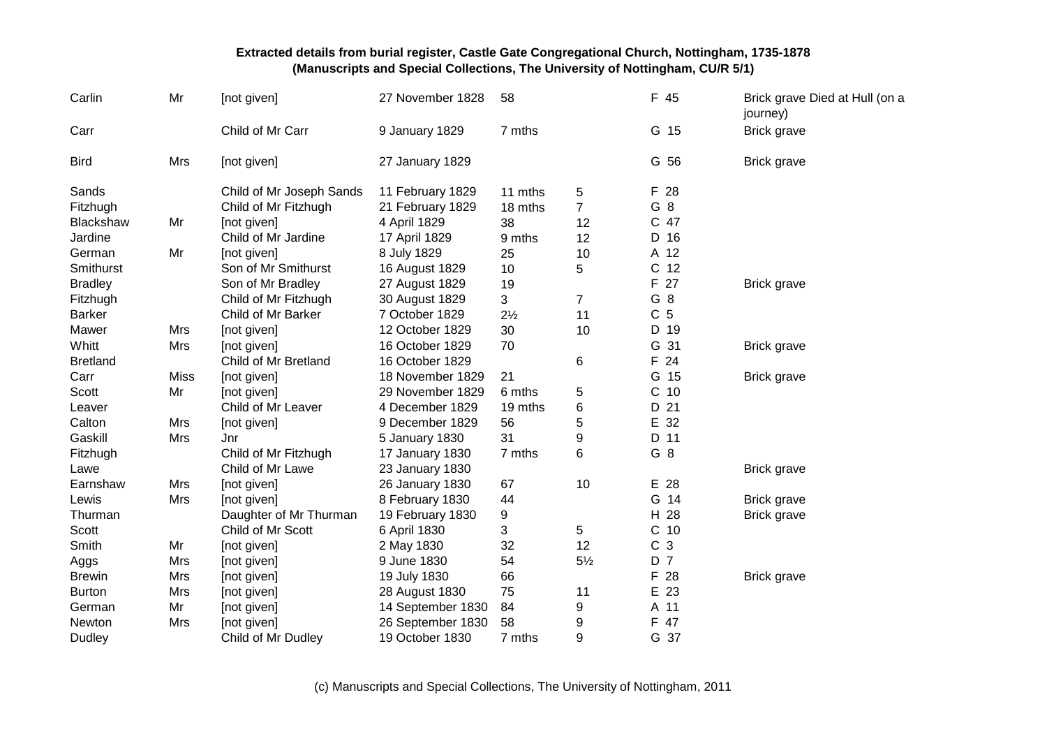**Extracted details from burial register, Castle Gate Congregational Church, Nottingham, 1735-1878**
**(Manuscripts and Special Collections, The University of Nottingham, CU/R 5/1)**

| | | | | | | | |
|---|---|---|---|---|---|---|---|
| Carlin | Mr | [not given] | 27 November 1828 | 58 | | F 45 | Brick grave Died at Hull (on a journey) |
| Carr | | Child of Mr Carr | 9 January 1829 | 7 mths | | G 15 | Brick grave |
| Bird | Mrs | [not given] | 27 January 1829 | | | G 56 | Brick grave |
| Sands | | Child of Mr Joseph Sands | 11 February 1829 | 11 mths | 5 | F 28 | |
| Fitzhugh | | Child of Mr Fitzhugh | 21 February 1829 | 18 mths | 7 | G 8 | |
| Blackshaw | Mr | [not given] | 4 April 1829 | 38 | 12 | C 47 | |
| Jardine | | Child of Mr Jardine | 17 April 1829 | 9 mths | 12 | D 16 | |
| German | Mr | [not given] | 8 July 1829 | 25 | 10 | A 12 | |
| Smithurst | | Son of Mr Smithurst | 16 August 1829 | 10 | 5 | C 12 | |
| Bradley | | Son of Mr Bradley | 27 August 1829 | 19 | | F 27 | Brick grave |
| Fitzhugh | | Child of Mr Fitzhugh | 30 August 1829 | 3 | 7 | G 8 | |
| Barker | | Child of Mr Barker | 7 October 1829 | 2½ | 11 | C 5 | |
| Mawer | Mrs | [not given] | 12 October 1829 | 30 | 10 | D 19 | |
| Whitt | Mrs | [not given] | 16 October 1829 | 70 | | G 31 | Brick grave |
| Bretland | | Child of Mr Bretland | 16 October 1829 | | 6 | F 24 | |
| Carr | Miss | [not given] | 18 November 1829 | 21 | | G 15 | Brick grave |
| Scott | Mr | [not given] | 29 November 1829 | 6 mths | 5 | C 10 | |
| Leaver | | Child of Mr Leaver | 4 December 1829 | 19 mths | 6 | D 21 | |
| Calton | Mrs | [not given] | 9 December 1829 | 56 | 5 | E 32 | |
| Gaskill | Mrs | Jnr | 5 January 1830 | 31 | 9 | D 11 | |
| Fitzhugh | | Child of Mr Fitzhugh | 17 January 1830 | 7 mths | 6 | G 8 | |
| Lawe | | Child of Mr Lawe | 23 January 1830 | | | | Brick grave |
| Earnshaw | Mrs | [not given] | 26 January 1830 | 67 | 10 | E 28 | |
| Lewis | Mrs | [not given] | 8 February 1830 | 44 | | G 14 | Brick grave |
| Thurman | | Daughter of Mr Thurman | 19 February 1830 | 9 | | H 28 | Brick grave |
| Scott | | Child of Mr Scott | 6 April 1830 | 3 | 5 | C 10 | |
| Smith | Mr | [not given] | 2 May 1830 | 32 | 12 | C 3 | |
| Aggs | Mrs | [not given] | 9 June 1830 | 54 | 5½ | D 7 | |
| Brewin | Mrs | [not given] | 19 July 1830 | 66 | | F 28 | Brick grave |
| Burton | Mrs | [not given] | 28 August 1830 | 75 | 11 | E 23 | |
| German | Mr | [not given] | 14 September 1830 | 84 | 9 | A 11 | |
| Newton | Mrs | [not given] | 26 September 1830 | 58 | 9 | F 47 | |
| Dudley | | Child of Mr Dudley | 19 October 1830 | 7 mths | 9 | G 37 | |

(c) Manuscripts and Special Collections, The University of Nottingham, 2011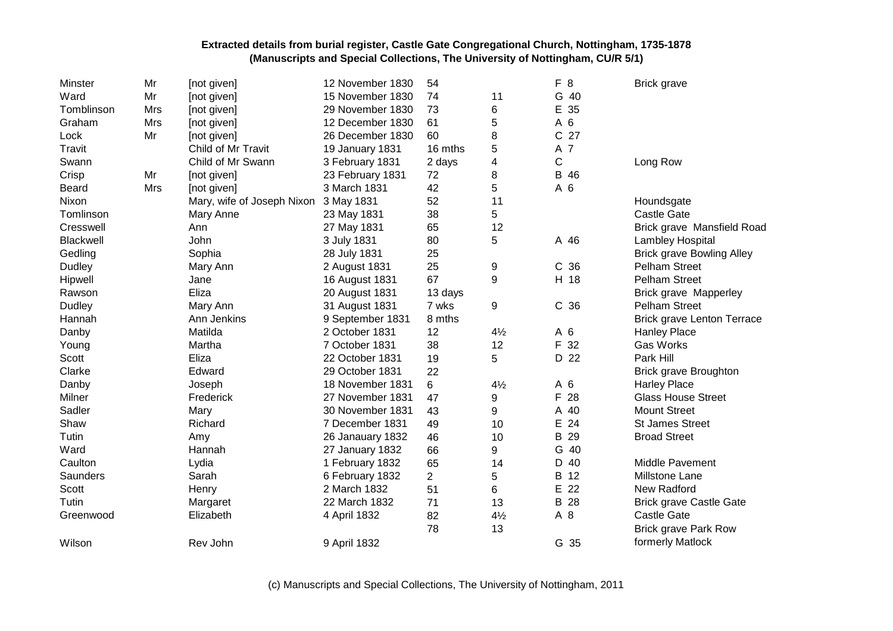**Extracted details from burial register, Castle Gate Congregational Church, Nottingham, 1735-1878**
**(Manuscripts and Special Collections, The University of Nottingham, CU/R 5/1)**

| | | | | | | | |
|---|---|---|---|---|---|---|---|
| Minster | Mr | [not given] | 12 November 1830 | 54 | | F 8 | Brick grave |
| Ward | Mr | [not given] | 15 November 1830 | 74 | 11 | G 40 | |
| Tomblinson | Mrs | [not given] | 29 November 1830 | 73 | 6 | E 35 | |
| Graham | Mrs | [not given] | 12 December 1830 | 61 | 5 | A 6 | |
| Lock | Mr | [not given] | 26 December 1830 | 60 | 8 | C 27 | |
| Travit | | Child of Mr Travit | 19 January 1831 | 16 mths | 5 | A 7 | |
| Swann | | Child of Mr Swann | 3 February 1831 | 2 days | 4 | C | Long Row |
| Crisp | Mr | [not given] | 23 February 1831 | 72 | 8 | B 46 | |
| Beard | Mrs | [not given] | 3 March 1831 | 42 | 5 | A 6 | |
| Nixon | | Mary, wife of Joseph Nixon | 3 May 1831 | 52 | 11 | | Houndsgate |
| Tomlinson | | Mary Anne | 23 May 1831 | 38 | 5 | | Castle Gate |
| Cresswell | | Ann | 27 May 1831 | 65 | 12 | | Brick grave Mansfield Road |
| Blackwell | | John | 3 July 1831 | 80 | 5 | A 46 | Lambley Hospital |
| Gedling | | Sophia | 28 July 1831 | 25 | | | Brick grave Bowling Alley |
| Dudley | | Mary Ann | 2 August 1831 | 25 | 9 | C 36 | Pelham Street |
| Hipwell | | Jane | 16 August 1831 | 67 | 9 | H 18 | Pelham Street |
| Rawson | | Eliza | 20 August 1831 | 13 days | | | Brick grave Mapperley |
| Dudley | | Mary Ann | 31 August 1831 | 7 wks | 9 | C 36 | Pelham Street |
| Hannah | | Ann Jenkins | 9 September 1831 | 8 mths | | | Brick grave Lenton Terrace |
| Danby | | Matilda | 2 October 1831 | 12 | 4½ | A 6 | Hanley Place |
| Young | | Martha | 7 October 1831 | 38 | 12 | F 32 | Gas Works |
| Scott | | Eliza | 22 October 1831 | 19 | 5 | D 22 | Park Hill |
| Clarke | | Edward | 29 October 1831 | 22 | | | Brick grave Broughton |
| Danby | | Joseph | 18 November 1831 | 6 | 4½ | A 6 | Harley Place |
| Milner | | Frederick | 27 November 1831 | 47 | 9 | F 28 | Glass House Street |
| Sadler | | Mary | 30 November 1831 | 43 | 9 | A 40 | Mount Street |
| Shaw | | Richard | 7 December 1831 | 49 | 10 | E 24 | St James Street |
| Tutin | | Amy | 26 Janauary 1832 | 46 | 10 | B 29 | Broad Street |
| Ward | | Hannah | 27 January 1832 | 66 | 9 | G 40 | |
| Caulton | | Lydia | 1 February 1832 | 65 | 14 | D 40 | Middle Pavement |
| Saunders | | Sarah | 6 February 1832 | 2 | 5 | B 12 | Millstone Lane |
| Scott | | Henry | 2 March 1832 | 51 | 6 | E 22 | New Radford |
| Tutin | | Margaret | 22 March 1832 | 71 | 13 | B 28 | Brick grave Castle Gate |
| Greenwood | | Elizabeth | 4 April 1832 | 82 | 4½ | A 8 | Castle Gate |
| Wilson | | Rev John | 9 April 1832 | 78 | 13 | G 35 | Brick grave Park Row formerly Matlock |

(c) Manuscripts and Special Collections, The University of Nottingham, 2011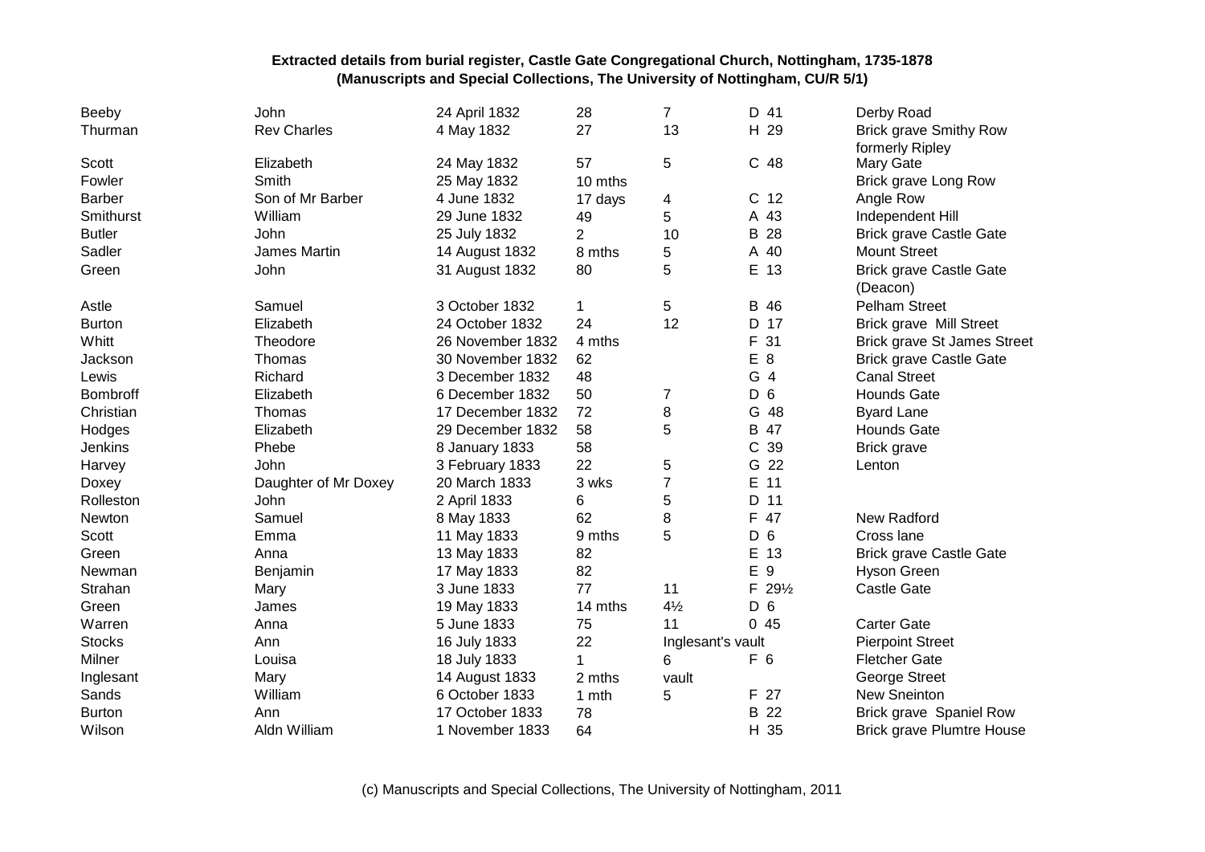**Extracted details from burial register, Castle Gate Congregational Church, Nottingham, 1735-1878 (Manuscripts and Special Collections, The University of Nottingham, CU/R 5/1)**

| | | | | | | |
|---|---|---|---|---|---|---|
| Beeby | John | 24 April 1832 | 28 | 7 | D 41 | Derby Road |
| Thurman | Rev Charles | 4 May 1832 | 27 | 13 | H 29 | Brick grave Smithy Row formerly Ripley |
| Scott | Elizabeth | 24 May 1832 | 57 | 5 | C 48 | Mary Gate |
| Fowler | Smith | 25 May 1832 | 10 mths | | | Brick grave Long Row |
| Barber | Son of Mr Barber | 4 June 1832 | 17 days | 4 | C 12 | Angle Row |
| Smithurst | William | 29 June 1832 | 49 | 5 | A 43 | Independent Hill |
| Butler | John | 25 July 1832 | 2 | 10 | B 28 | Brick grave Castle Gate |
| Sadler | James Martin | 14 August 1832 | 8 mths | 5 | A 40 | Mount Street |
| Green | John | 31 August 1832 | 80 | 5 | E 13 | Brick grave Castle Gate (Deacon) |
| Astle | Samuel | 3 October 1832 | 1 | 5 | B 46 | Pelham Street |
| Burton | Elizabeth | 24 October 1832 | 24 | 12 | D 17 | Brick grave Mill Street |
| Whitt | Theodore | 26 November 1832 | 4 mths | | F 31 | Brick grave St James Street |
| Jackson | Thomas | 30 November 1832 | 62 | | E 8 | Brick grave Castle Gate |
| Lewis | Richard | 3 December 1832 | 48 | | G 4 | Canal Street |
| Bombroff | Elizabeth | 6 December 1832 | 50 | 7 | D 6 | Hounds Gate |
| Christian | Thomas | 17 December 1832 | 72 | 8 | G 48 | Byard Lane |
| Hodges | Elizabeth | 29 December 1832 | 58 | 5 | B 47 | Hounds Gate |
| Jenkins | Phebe | 8 January 1833 | 58 | | C 39 | Brick grave |
| Harvey | John | 3 February 1833 | 22 | 5 | G 22 | Lenton |
| Doxey | Daughter of Mr Doxey | 20 March 1833 | 3 wks | 7 | E 11 | |
| Rolleston | John | 2 April 1833 | 6 | 5 | D 11 | |
| Newton | Samuel | 8 May 1833 | 62 | 8 | F 47 | New Radford |
| Scott | Emma | 11 May 1833 | 9 mths | 5 | D 6 | Cross lane |
| Green | Anna | 13 May 1833 | 82 | | E 13 | Brick grave Castle Gate |
| Newman | Benjamin | 17 May 1833 | 82 | | E 9 | Hyson Green |
| Strahan | Mary | 3 June 1833 | 77 | 11 | F 29½ | Castle Gate |
| Green | James | 19 May 1833 | 14 mths | 4½ | D 6 | |
| Warren | Anna | 5 June 1833 | 75 | 11 | 0 45 | Carter Gate |
| Stocks | Ann | 16 July 1833 | 22 | Inglesant's vault | | Pierpoint Street |
| Milner | Louisa | 18 July 1833 | 1 | 6 | F 6 | Fletcher Gate |
| Inglesant | Mary | 14 August 1833 | 2 mths | vault | | George Street |
| Sands | William | 6 October 1833 | 1 mth | 5 | F 27 | New Sneinton |
| Burton | Ann | 17 October 1833 | 78 | | B 22 | Brick grave Spaniel Row |
| Wilson | Aldn William | 1 November 1833 | 64 | | H 35 | Brick grave Plumtre House |

(c) Manuscripts and Special Collections, The University of Nottingham, 2011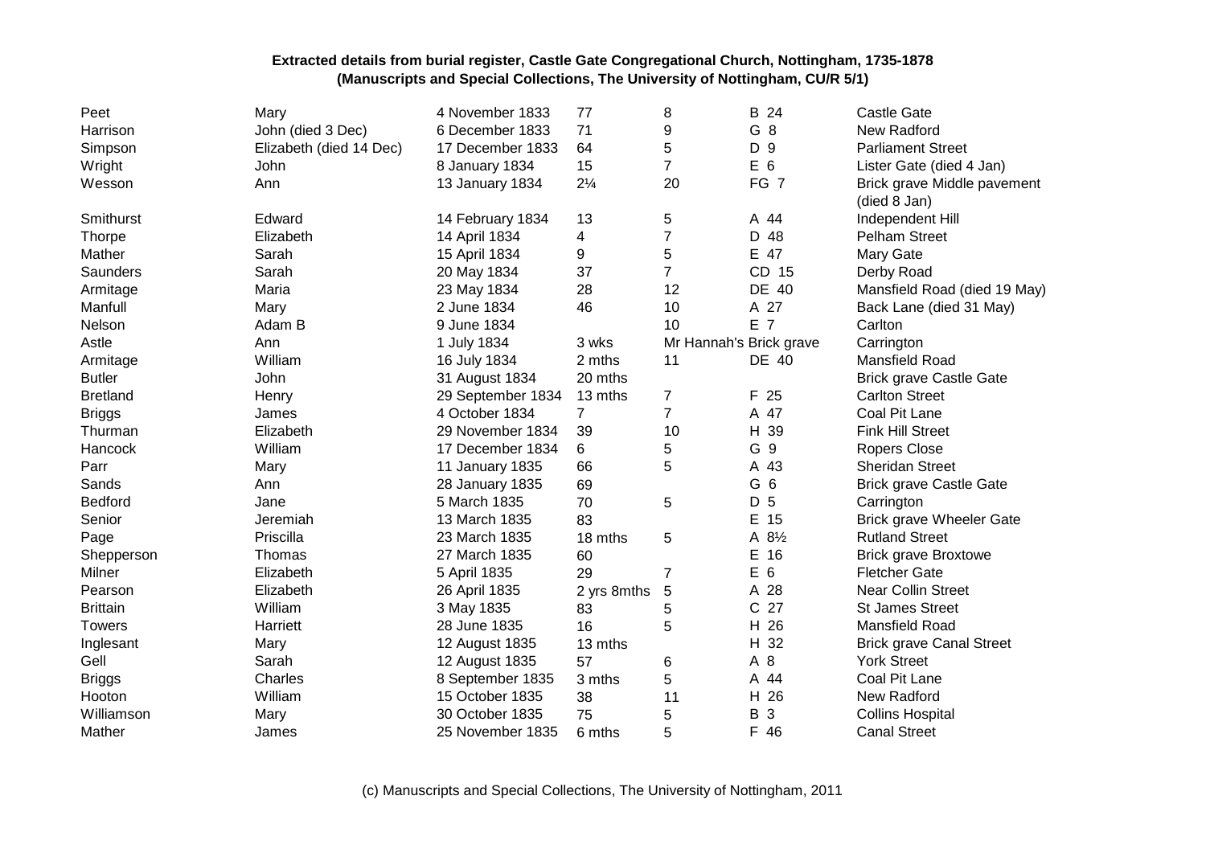**Extracted details from burial register, Castle Gate Congregational Church, Nottingham, 1735-1878 (Manuscripts and Special Collections, The University of Nottingham, CU/R 5/1)**

| | | | | | | |
|---|---|---|---|---|---|---|
| Peet | Mary | 4 November 1833 | 77 | 8 | B 24 | Castle Gate |
| Harrison | John (died 3 Dec) | 6 December 1833 | 71 | 9 | G 8 | New Radford |
| Simpson | Elizabeth (died 14 Dec) | 17 December 1833 | 64 | 5 | D 9 | Parliament Street |
| Wright | John | 8 January 1834 | 15 | 7 | E 6 | Lister Gate (died 4 Jan) |
| Wesson | Ann | 13 January 1834 | 2¼ | 20 | FG 7 | Brick grave Middle pavement (died 8 Jan) |
| Smithurst | Edward | 14 February 1834 | 13 | 5 | A 44 | Independent Hill |
| Thorpe | Elizabeth | 14 April 1834 | 4 | 7 | D 48 | Pelham Street |
| Mather | Sarah | 15 April 1834 | 9 | 5 | E 47 | Mary Gate |
| Saunders | Sarah | 20 May 1834 | 37 | 7 | CD 15 | Derby Road |
| Armitage | Maria | 23 May 1834 | 28 | 12 | DE 40 | Mansfield Road (died 19 May) |
| Manfull | Mary | 2 June 1834 | 46 | 10 | A 27 | Back Lane (died 31 May) |
| Nelson | Adam B | 9 June 1834 | | 10 | E 7 | Carlton |
| Astle | Ann | 1 July 1834 | 3 wks | Mr Hannah's Brick grave | | Carrington |
| Armitage | William | 16 July 1834 | 2 mths | 11 | DE 40 | Mansfield Road |
| Butler | John | 31 August 1834 | 20 mths | | | Brick grave Castle Gate |
| Bretland | Henry | 29 September 1834 | 13 mths | 7 | F 25 | Carlton Street |
| Briggs | James | 4 October 1834 | 7 | 7 | A 47 | Coal Pit Lane |
| Thurman | Elizabeth | 29 November 1834 | 39 | 10 | H 39 | Fink Hill Street |
| Hancock | William | 17 December 1834 | 6 | 5 | G 9 | Ropers Close |
| Parr | Mary | 11 January 1835 | 66 | 5 | A 43 | Sheridan Street |
| Sands | Ann | 28 January 1835 | 69 | | G 6 | Brick grave Castle Gate |
| Bedford | Jane | 5 March 1835 | 70 | 5 | D 5 | Carrington |
| Senior | Jeremiah | 13 March 1835 | 83 | | E 15 | Brick grave Wheeler Gate |
| Page | Priscilla | 23 March 1835 | 18 mths | 5 | A 8½ | Rutland Street |
| Shepperson | Thomas | 27 March 1835 | 60 | | E 16 | Brick grave Broxtowe |
| Milner | Elizabeth | 5 April 1835 | 29 | 7 | E 6 | Fletcher Gate |
| Pearson | Elizabeth | 26 April 1835 | 2 yrs 8mths | 5 | A 28 | Near Collin Street |
| Brittain | William | 3 May 1835 | 83 | 5 | C 27 | St James Street |
| Towers | Harriett | 28 June 1835 | 16 | 5 | H 26 | Mansfield Road |
| Inglesant | Mary | 12 August 1835 | 13 mths | | H 32 | Brick grave Canal Street |
| Gell | Sarah | 12 August 1835 | 57 | 6 | A 8 | York Street |
| Briggs | Charles | 8 September 1835 | 3 mths | 5 | A 44 | Coal Pit Lane |
| Hooton | William | 15 October 1835 | 38 | 11 | H 26 | New Radford |
| Williamson | Mary | 30 October 1835 | 75 | 5 | B 3 | Collins Hospital |
| Mather | James | 25 November 1835 | 6 mths | 5 | F 46 | Canal Street |

(c) Manuscripts and Special Collections, The University of Nottingham, 2011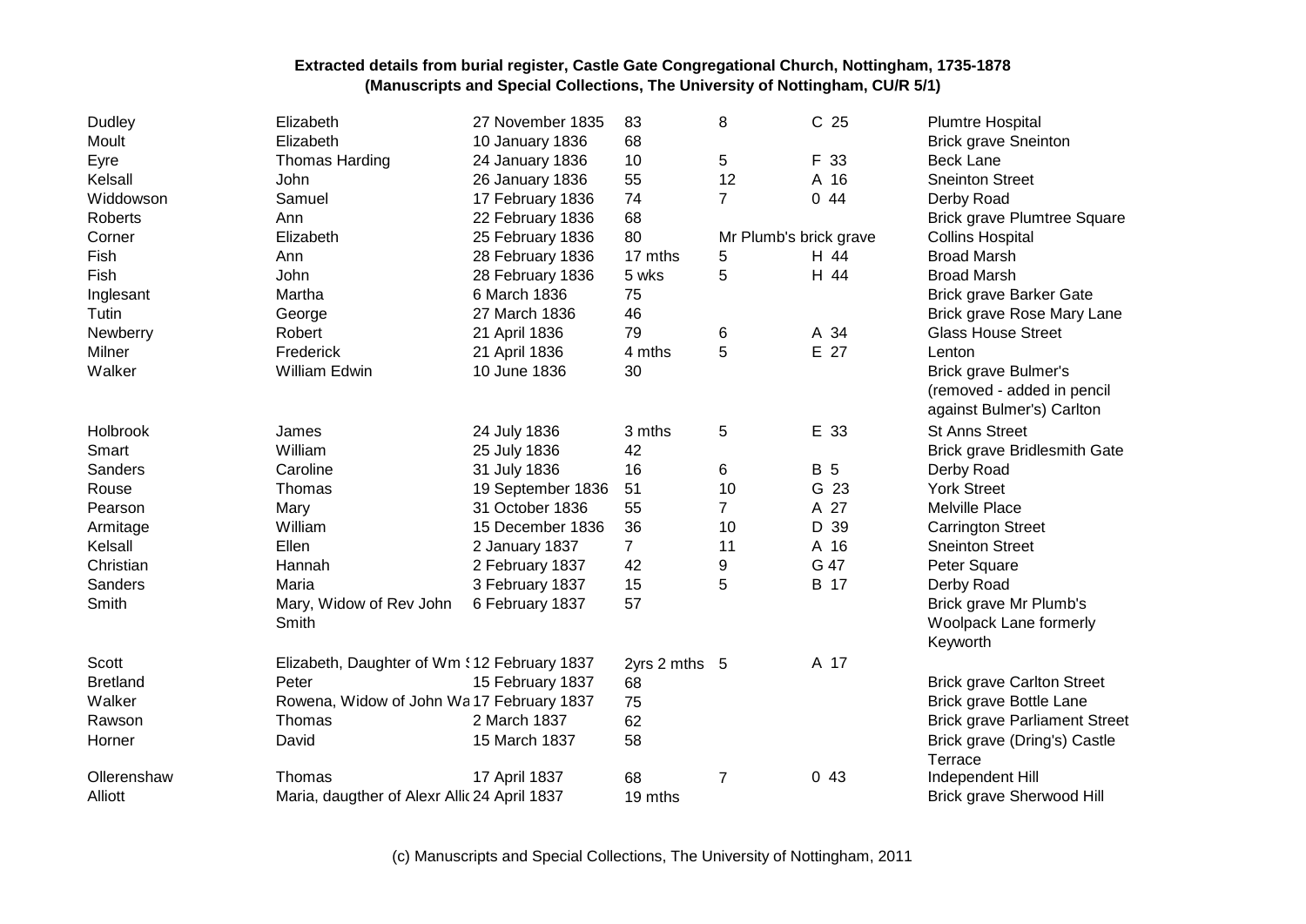**Extracted details from burial register, Castle Gate Congregational Church, Nottingham, 1735-1878**
**(Manuscripts and Special Collections, The University of Nottingham, CU/R 5/1)**

| | | | | | | |
|---|---|---|---|---|---|---|
| Dudley | Elizabeth | 27 November 1835 | 83 | 8 | C 25 | Plumtre Hospital |
| Moult | Elizabeth | 10 January 1836 | 68 | | | Brick grave Sneinton |
| Eyre | Thomas Harding | 24 January 1836 | 10 | 5 | F 33 | Beck Lane |
| Kelsall | John | 26 January 1836 | 55 | 12 | A 16 | Sneinton Street |
| Widdowson | Samuel | 17 February 1836 | 74 | 7 | 0 44 | Derby Road |
| Roberts | Ann | 22 February 1836 | 68 | | | Brick grave Plumtree Square |
| Corner | Elizabeth | 25 February 1836 | 80 | Mr Plumb's brick grave | | Collins Hospital |
| Fish | Ann | 28 February 1836 | 17 mths | 5 | H 44 | Broad Marsh |
| Fish | John | 28 February 1836 | 5 wks | 5 | H 44 | Broad Marsh |
| Inglesant | Martha | 6 March 1836 | 75 | | | Brick grave Barker Gate |
| Tutin | George | 27 March 1836 | 46 | | | Brick grave Rose Mary Lane |
| Newberry | Robert | 21 April 1836 | 79 | 6 | A 34 | Glass House Street |
| Milner | Frederick | 21 April 1836 | 4 mths | 5 | E 27 | Lenton |
| Walker | William Edwin | 10 June 1836 | 30 | | | Brick grave Bulmer's (removed - added in pencil against Bulmer's) Carlton |
| Holbrook | James | 24 July 1836 | 3 mths | 5 | E 33 | St Anns Street |
| Smart | William | 25 July 1836 | 42 | | | Brick grave Bridlesmith Gate |
| Sanders | Caroline | 31 July 1836 | 16 | 6 | B 5 | Derby Road |
| Rouse | Thomas | 19 September 1836 | 51 | 10 | G 23 | York Street |
| Pearson | Mary | 31 October 1836 | 55 | 7 | A 27 | Melville Place |
| Armitage | William | 15 December 1836 | 36 | 10 | D 39 | Carrington Street |
| Kelsall | Ellen | 2 January 1837 | 7 | 11 | A 16 | Sneinton Street |
| Christian | Hannah | 2 February 1837 | 42 | 9 | G 47 | Peter Square |
| Sanders | Maria | 3 February 1837 | 15 | 5 | B 17 | Derby Road |
| Smith | Mary, Widow of Rev John Smith | 6 February 1837 | 57 | | | Brick grave Mr Plumb's Woolpack Lane formerly Keyworth |
| Scott | Elizabeth, Daughter of Wm S | 12 February 1837 | 2yrs 2 mths | 5 | A 17 | |
| Bretland | Peter | 15 February 1837 | 68 | | | Brick grave Carlton Street |
| Walker | Rowena, Widow of John Wa | 17 February 1837 | 75 | | | Brick grave Bottle Lane |
| Rawson | Thomas | 2 March 1837 | 62 | | | Brick grave Parliament Street |
| Horner | David | 15 March 1837 | 58 | | | Brick grave (Dring's) Castle Terrace |
| Ollerenshaw | Thomas | 17 April 1837 | 68 | 7 | 0 43 | Independent Hill |
| Alliott | Maria, daugther of Alexr Allic | 24 April 1837 | 19 mths | | | Brick grave Sherwood Hill |

(c) Manuscripts and Special Collections, The University of Nottingham, 2011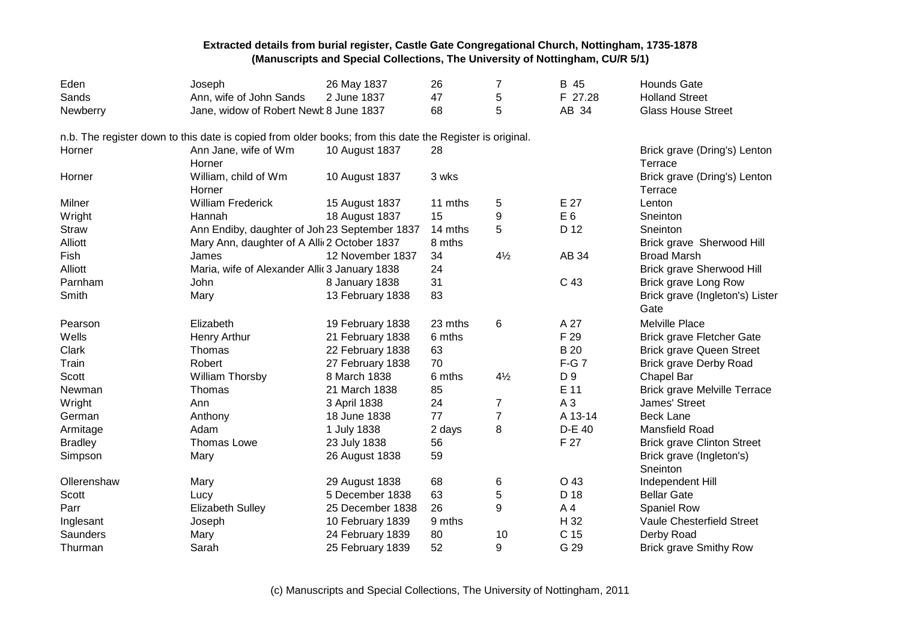**Extracted details from burial register, Castle Gate Congregational Church, Nottingham, 1735-1878**
**(Manuscripts and Special Collections, The University of Nottingham, CU/R 5/1)**

| | | | | | | |
|---|---|---|---|---|---|---|
| Eden | Joseph | 26 May 1837 | 26 | 7 | B 45 | Hounds Gate |
| Sands | Ann, wife of John Sands | 2 June 1837 | 47 | 5 | F 27.28 | Holland Street |
| Newberry | Jane, widow of Robert Newb | 8 June 1837 | 68 | 5 | AB 34 | Glass House Street |

n.b. The register down to this date is copied from older books; from this date the Register is original.

| | | | | | | |
|---|---|---|---|---|---|---|
| Horner | Ann Jane, wife of Wm Horner | 10 August 1837 | 28 | | | Brick grave (Dring's) Lenton Terrace |
| Horner | William, child of Wm Horner | 10 August 1837 | 3 wks | | | Brick grave (Dring's) Lenton Terrace |
| Milner | William Frederick | 15 August 1837 | 11 mths | 5 | E 27 | Lenton |
| Wright | Hannah | 18 August 1837 | 15 | 9 | E 6 | Sneinton |
| Straw | Ann Endiby, daughter of Joh | 23 September 1837 | 14 mths | 5 | D 12 | Sneinton |
| Alliott | Mary Ann, daughter of A Alli | 2 October 1837 | 8 mths | | | Brick grave Sherwood Hill |
| Fish | James | 12 November 1837 | 34 | 4½ | AB 34 | Broad Marsh |
| Alliott | Maria, wife of Alexander Alli | 3 January 1838 | 24 | | | Brick grave Sherwood Hill |
| Parnham | John | 8 January 1838 | 31 | | C 43 | Brick grave Long Row |
| Smith | Mary | 13 February 1838 | 83 | | | Brick grave (Ingleton's) Lister Gate |
| Pearson | Elizabeth | 19 February 1838 | 23 mths | 6 | A 27 | Melville Place |
| Wells | Henry Arthur | 21 February 1838 | 6 mths | | F 29 | Brick grave Fletcher Gate |
| Clark | Thomas | 22 February 1838 | 63 | | B 20 | Brick grave Queen Street |
| Train | Robert | 27 February 1838 | 70 | | F-G 7 | Brick grave Derby Road |
| Scott | William Thorsby | 8 March 1838 | 6 mths | 4½ | D 9 | Chapel Bar |
| Newman | Thomas | 21 March 1838 | 85 | | E 11 | Brick grave Melville Terrace |
| Wright | Ann | 3 April 1838 | 24 | 7 | A 3 | James' Street |
| German | Anthony | 18 June 1838 | 77 | 7 | A 13-14 | Beck Lane |
| Armitage | Adam | 1 July 1838 | 2 days | 8 | D-E 40 | Mansfield Road |
| Bradley | Thomas Lowe | 23 July 1838 | 56 | | F 27 | Brick grave Clinton Street |
| Simpson | Mary | 26 August 1838 | 59 | | | Brick grave (Ingleton's) Sneinton |
| Ollerenshaw | Mary | 29 August 1838 | 68 | 6 | O 43 | Independent Hill |
| Scott | Lucy | 5 December 1838 | 63 | 5 | D 18 | Bellar Gate |
| Parr | Elizabeth Sulley | 25 December 1838 | 26 | 9 | A 4 | Spaniel Row |
| Inglesant | Joseph | 10 February 1839 | 9 mths | | H 32 | Vaule Chesterfield Street |
| Saunders | Mary | 24 February 1839 | 80 | 10 | C 15 | Derby Road |
| Thurman | Sarah | 25 February 1839 | 52 | 9 | G 29 | Brick grave Smithy Row |

(c) Manuscripts and Special Collections, The University of Nottingham, 2011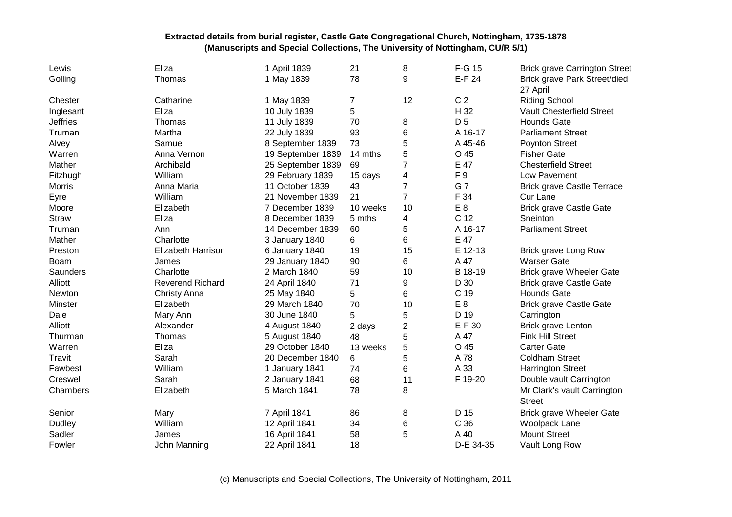**Extracted details from burial register, Castle Gate Congregational Church, Nottingham, 1735-1878**
**(Manuscripts and Special Collections, The University of Nottingham, CU/R 5/1)**

| | | | | | | |
|---|---|---|---|---|---|---|
| Lewis | Eliza | 1 April 1839 | 21 | 8 | F-G 15 | Brick grave Carrington Street |
| Golling | Thomas | 1 May 1839 | 78 | 9 | E-F 24 | Brick grave Park Street/died 27 April |
| Chester | Catharine | 1 May 1839 | 7 | 12 | C 2 | Riding School |
| Inglesant | Eliza | 10 July 1839 | 5 | | H 32 | Vault Chesterfield Street |
| Jeffries | Thomas | 11 July 1839 | 70 | 8 | D 5 | Hounds Gate |
| Truman | Martha | 22 July 1839 | 93 | 6 | A 16-17 | Parliament Street |
| Alvey | Samuel | 8 September 1839 | 73 | 5 | A 45-46 | Poynton Street |
| Warren | Anna Vernon | 19 September 1839 | 14 mths | 5 | O 45 | Fisher Gate |
| Mather | Archibald | 25 September 1839 | 69 | 7 | E 47 | Chesterfield Street |
| Fitzhugh | William | 29 February 1839 | 15 days | 4 | F 9 | Low Pavement |
| Morris | Anna Maria | 11 October 1839 | 43 | 7 | G 7 | Brick grave Castle Terrace |
| Eyre | William | 21 November 1839 | 21 | 7 | F 34 | Cur Lane |
| Moore | Elizabeth | 7 December 1839 | 10 weeks | 10 | E 8 | Brick grave Castle Gate |
| Straw | Eliza | 8 December 1839 | 5 mths | 4 | C 12 | Sneinton |
| Truman | Ann | 14 December 1839 | 60 | 5 | A 16-17 | Parliament Street |
| Mather | Charlotte | 3 January 1840 | 6 | 6 | E 47 | |
| Preston | Elizabeth Harrison | 6 January 1840 | 19 | 15 | E 12-13 | Brick grave Long Row |
| Boam | James | 29 January 1840 | 90 | 6 | A 47 | Warser Gate |
| Saunders | Charlotte | 2 March 1840 | 59 | 10 | B 18-19 | Brick grave Wheeler Gate |
| Alliott | Reverend Richard | 24 April 1840 | 71 | 9 | D 30 | Brick grave Castle Gate |
| Newton | Christy Anna | 25 May 1840 | 5 | 6 | C 19 | Hounds Gate |
| Minster | Elizabeth | 29 March 1840 | 70 | 10 | E 8 | Brick grave Castle Gate |
| Dale | Mary Ann | 30 June 1840 | 5 | 5 | D 19 | Carrington |
| Alliott | Alexander | 4 August 1840 | 2 days | 2 | E-F 30 | Brick grave Lenton |
| Thurman | Thomas | 5 August 1840 | 48 | 5 | A 47 | Fink Hill Street |
| Warren | Eliza | 29 October 1840 | 13 weeks | 5 | O 45 | Carter Gate |
| Travit | Sarah | 20 December 1840 | 6 | 5 | A 78 | Coldham Street |
| Fawbest | William | 1 January 1841 | 74 | 6 | A 33 | Harrington Street |
| Creswell | Sarah | 2 January 1841 | 68 | 11 | F 19-20 | Double vault Carrington |
| Chambers | Elizabeth | 5 March 1841 | 78 | 8 | | Mr Clark's vault Carrington Street |
| Senior | Mary | 7 April 1841 | 86 | 8 | D 15 | Brick grave Wheeler Gate |
| Dudley | William | 12 April 1841 | 34 | 6 | C 36 | Woolpack Lane |
| Sadler | James | 16 April 1841 | 58 | 5 | A 40 | Mount Street |
| Fowler | John Manning | 22 April 1841 | 18 | | D-E 34-35 | Vault Long Row |

(c) Manuscripts and Special Collections, The University of Nottingham, 2011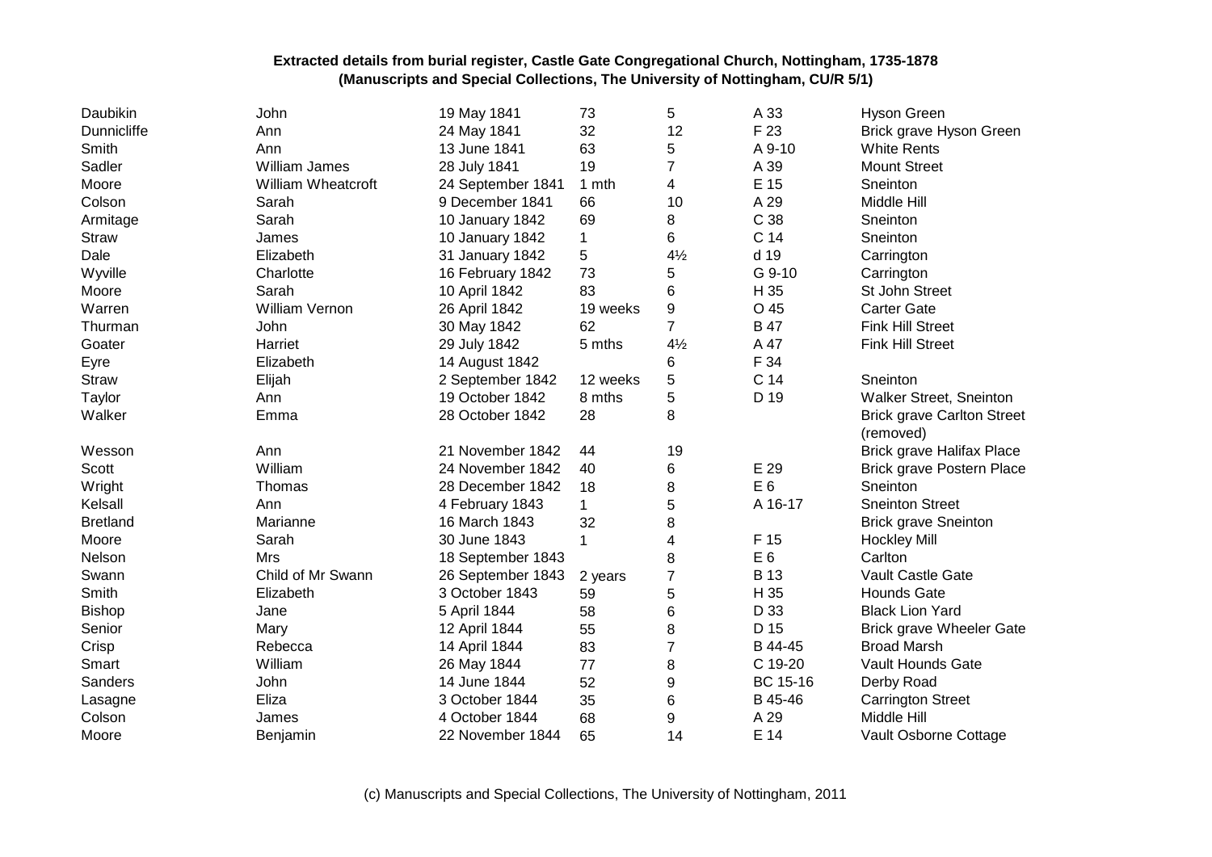**Extracted details from burial register, Castle Gate Congregational Church, Nottingham, 1735-1878**
**(Manuscripts and Special Collections, The University of Nottingham, CU/R 5/1)**

| | | | | | | |
|---|---|---|---|---|---|---|
| Daubikin | John | 19 May 1841 | 73 | 5 | A 33 | Hyson Green |
| Dunnicliffe | Ann | 24 May 1841 | 32 | 12 | F 23 | Brick grave Hyson Green |
| Smith | Ann | 13 June 1841 | 63 | 5 | A 9-10 | White Rents |
| Sadler | William James | 28 July 1841 | 19 | 7 | A 39 | Mount Street |
| Moore | William Wheatcroft | 24 September 1841 | 1 mth | 4 | E 15 | Sneinton |
| Colson | Sarah | 9 December 1841 | 66 | 10 | A 29 | Middle Hill |
| Armitage | Sarah | 10 January 1842 | 69 | 8 | C 38 | Sneinton |
| Straw | James | 10 January 1842 | 1 | 6 | C 14 | Sneinton |
| Dale | Elizabeth | 31 January 1842 | 5 | 4½ | d 19 | Carrington |
| Wyville | Charlotte | 16 February 1842 | 73 | 5 | G 9-10 | Carrington |
| Moore | Sarah | 10 April 1842 | 83 | 6 | H 35 | St John Street |
| Warren | William Vernon | 26 April 1842 | 19 weeks | 9 | O 45 | Carter Gate |
| Thurman | John | 30 May 1842 | 62 | 7 | B 47 | Fink Hill Street |
| Goater | Harriet | 29 July 1842 | 5 mths | 4½ | A 47 | Fink Hill Street |
| Eyre | Elizabeth | 14 August 1842 | | 6 | F 34 | |
| Straw | Elijah | 2 September 1842 | 12 weeks | 5 | C 14 | Sneinton |
| Taylor | Ann | 19 October 1842 | 8 mths | 5 | D 19 | Walker Street, Sneinton |
| Walker | Emma | 28 October 1842 | 28 | 8 | | Brick grave Carlton Street (removed) |
| Wesson | Ann | 21 November 1842 | 44 | 19 | | Brick grave Halifax Place |
| Scott | William | 24 November 1842 | 40 | 6 | E 29 | Brick grave Postern Place |
| Wright | Thomas | 28 December 1842 | 18 | 8 | E 6 | Sneinton |
| Kelsall | Ann | 4 February 1843 | 1 | 5 | A 16-17 | Sneinton Street |
| Bretland | Marianne | 16 March 1843 | 32 | 8 | | Brick grave Sneinton |
| Moore | Sarah | 30 June 1843 | 1 | 4 | F 15 | Hockley Mill |
| Nelson | Mrs | 18 September 1843 | | 8 | E 6 | Carlton |
| Swann | Child of Mr Swann | 26 September 1843 | 2 years | 7 | B 13 | Vault Castle Gate |
| Smith | Elizabeth | 3 October 1843 | 59 | 5 | H 35 | Hounds Gate |
| Bishop | Jane | 5 April 1844 | 58 | 6 | D 33 | Black Lion Yard |
| Senior | Mary | 12 April 1844 | 55 | 8 | D 15 | Brick grave Wheeler Gate |
| Crisp | Rebecca | 14 April 1844 | 83 | 7 | B 44-45 | Broad Marsh |
| Smart | William | 26 May 1844 | 77 | 8 | C 19-20 | Vault Hounds Gate |
| Sanders | John | 14 June 1844 | 52 | 9 | BC 15-16 | Derby Road |
| Lasagne | Eliza | 3 October 1844 | 35 | 6 | B 45-46 | Carrington Street |
| Colson | James | 4 October 1844 | 68 | 9 | A 29 | Middle Hill |
| Moore | Benjamin | 22 November 1844 | 65 | 14 | E 14 | Vault Osborne Cottage |

(c) Manuscripts and Special Collections, The University of Nottingham, 2011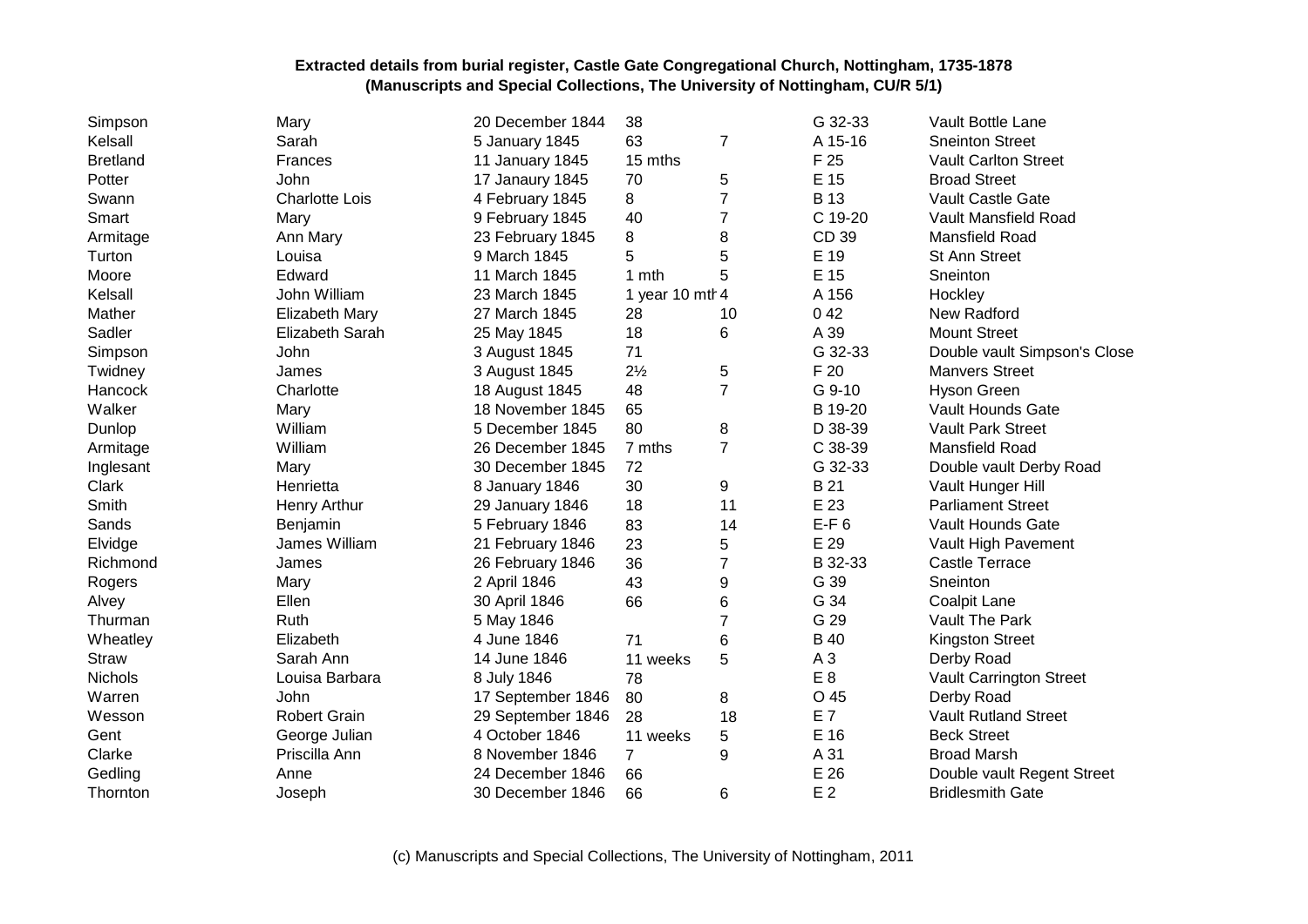**Extracted details from burial register, Castle Gate Congregational Church, Nottingham, 1735-1878**
**(Manuscripts and Special Collections, The University of Nottingham, CU/R 5/1)**

| | | | | | | |
|---|---|---|---|---|---|---|
| Simpson | Mary | 20 December 1844 | 38 | | G 32-33 | Vault Bottle Lane |
| Kelsall | Sarah | 5 January 1845 | 63 | 7 | A 15-16 | Sneinton Street |
| Bretland | Frances | 11 January 1845 | 15 mths | | F 25 | Vault Carlton Street |
| Potter | John | 17 Janaury 1845 | 70 | 5 | E 15 | Broad Street |
| Swann | Charlotte Lois | 4 February 1845 | 8 | 7 | B 13 | Vault Castle Gate |
| Smart | Mary | 9 February 1845 | 40 | 7 | C 19-20 | Vault Mansfield Road |
| Armitage | Ann Mary | 23 February 1845 | 8 | 8 | CD 39 | Mansfield Road |
| Turton | Louisa | 9 March 1845 | 5 | 5 | E 19 | St Ann Street |
| Moore | Edward | 11 March 1845 | 1 mth | 5 | E 15 | Sneinton |
| Kelsall | John William | 23 March 1845 | 1 year 10 mth | 4 | A 156 | Hockley |
| Mather | Elizabeth Mary | 27 March 1845 | 28 | 10 | 0 42 | New Radford |
| Sadler | Elizabeth Sarah | 25 May 1845 | 18 | 6 | A 39 | Mount Street |
| Simpson | John | 3 August 1845 | 71 | | G 32-33 | Double vault Simpson's Close |
| Twidney | James | 3 August 1845 | 2½ | 5 | F 20 | Manvers Street |
| Hancock | Charlotte | 18 August 1845 | 48 | 7 | G 9-10 | Hyson Green |
| Walker | Mary | 18 November 1845 | 65 | | B 19-20 | Vault Hounds Gate |
| Dunlop | William | 5 December 1845 | 80 | 8 | D 38-39 | Vault Park Street |
| Armitage | William | 26 December 1845 | 7 mths | 7 | C 38-39 | Mansfield Road |
| Inglesant | Mary | 30 December 1845 | 72 | | G 32-33 | Double vault Derby Road |
| Clark | Henrietta | 8 January 1846 | 30 | 9 | B 21 | Vault Hunger Hill |
| Smith | Henry Arthur | 29 January 1846 | 18 | 11 | E 23 | Parliament Street |
| Sands | Benjamin | 5 February 1846 | 83 | 14 | E-F 6 | Vault Hounds Gate |
| Elvidge | James William | 21 February 1846 | 23 | 5 | E 29 | Vault High Pavement |
| Richmond | James | 26 February 1846 | 36 | 7 | B 32-33 | Castle Terrace |
| Rogers | Mary | 2 April 1846 | 43 | 9 | G 39 | Sneinton |
| Alvey | Ellen | 30 April 1846 | 66 | 6 | G 34 | Coalpit Lane |
| Thurman | Ruth | 5 May 1846 | | 7 | G 29 | Vault The Park |
| Wheatley | Elizabeth | 4 June 1846 | 71 | 6 | B 40 | Kingston Street |
| Straw | Sarah Ann | 14 June 1846 | 11 weeks | 5 | A 3 | Derby Road |
| Nichols | Louisa Barbara | 8 July 1846 | 78 | | E 8 | Vault Carrington Street |
| Warren | John | 17 September 1846 | 80 | 8 | O 45 | Derby Road |
| Wesson | Robert Grain | 29 September 1846 | 28 | 18 | E 7 | Vault Rutland Street |
| Gent | George Julian | 4 October 1846 | 11 weeks | 5 | E 16 | Beck Street |
| Clarke | Priscilla Ann | 8 November 1846 | 7 | 9 | A 31 | Broad Marsh |
| Gedling | Anne | 24 December 1846 | 66 | | E 26 | Double vault Regent Street |
| Thornton | Joseph | 30 December 1846 | 66 | 6 | E 2 | Bridlesmith Gate |

(c) Manuscripts and Special Collections, The University of Nottingham, 2011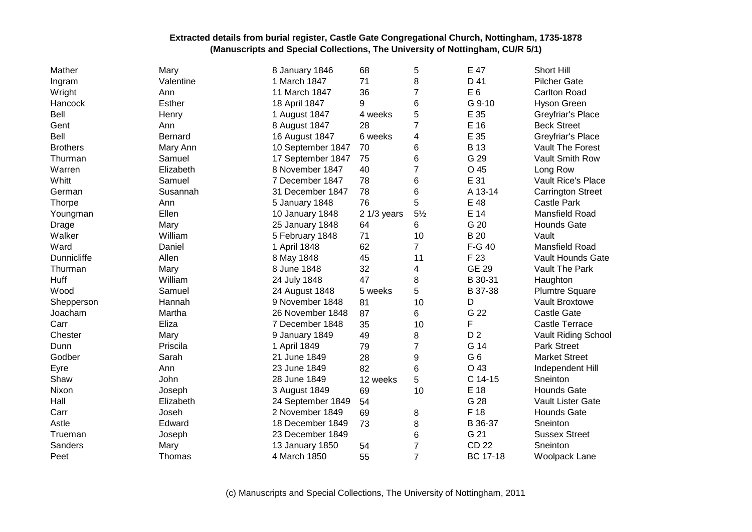**Extracted details from burial register, Castle Gate Congregational Church, Nottingham, 1735-1878**
**(Manuscripts and Special Collections, The University of Nottingham, CU/R 5/1)**

| | | | | | | |
|---|---|---|---|---|---|---|
| Mather | Mary | 8 January 1846 | 68 | 5 | E 47 | Short Hill |
| Ingram | Valentine | 1 March 1847 | 71 | 8 | D 41 | Pilcher Gate |
| Wright | Ann | 11 March 1847 | 36 | 7 | E 6 | Carlton Road |
| Hancock | Esther | 18 April 1847 | 9 | 6 | G 9-10 | Hyson Green |
| Bell | Henry | 1 August 1847 | 4 weeks | 5 | E 35 | Greyfriar's Place |
| Gent | Ann | 8 August 1847 | 28 | 7 | E 16 | Beck Street |
| Bell | Bernard | 16 August 1847 | 6 weeks | 4 | E 35 | Greyfriar's Place |
| Brothers | Mary Ann | 10 September 1847 | 70 | 6 | B 13 | Vault The Forest |
| Thurman | Samuel | 17 September 1847 | 75 | 6 | G 29 | Vault Smith Row |
| Warren | Elizabeth | 8 November 1847 | 40 | 7 | O 45 | Long Row |
| Whitt | Samuel | 7 December 1847 | 78 | 6 | E 31 | Vault Rice's Place |
| German | Susannah | 31 December 1847 | 78 | 6 | A 13-14 | Carrington Street |
| Thorpe | Ann | 5 January 1848 | 76 | 5 | E 48 | Castle Park |
| Youngman | Ellen | 10 January 1848 | 2 1/3 years | 5½ | E 14 | Mansfield Road |
| Drage | Mary | 25 January 1848 | 64 | 6 | G 20 | Hounds Gate |
| Walker | William | 5 February 1848 | 71 | 10 | B 20 | Vault |
| Ward | Daniel | 1 April 1848 | 62 | 7 | F-G 40 | Mansfield Road |
| Dunnicliffe | Allen | 8 May 1848 | 45 | 11 | F 23 | Vault Hounds Gate |
| Thurman | Mary | 8 June 1848 | 32 | 4 | GE 29 | Vault The Park |
| Huff | William | 24 July 1848 | 47 | 8 | B 30-31 | Haughton |
| Wood | Samuel | 24 August 1848 | 5 weeks | 5 | B 37-38 | Plumtre Square |
| Shepperson | Hannah | 9 November 1848 | 81 | 10 | D | Vault Broxtowe |
| Joacham | Martha | 26 November 1848 | 87 | 6 | G 22 | Castle Gate |
| Carr | Eliza | 7 December 1848 | 35 | 10 | F | Castle Terrace |
| Chester | Mary | 9 January 1849 | 49 | 8 | D 2 | Vault Riding School |
| Dunn | Priscila | 1 April 1849 | 79 | 7 | G 14 | Park Street |
| Godber | Sarah | 21 June 1849 | 28 | 9 | G 6 | Market Street |
| Eyre | Ann | 23 June 1849 | 82 | 6 | O 43 | Independent Hill |
| Shaw | John | 28 June 1849 | 12 weeks | 5 | C 14-15 | Sneinton |
| Nixon | Joseph | 3 August 1849 | 69 | 10 | E 18 | Hounds Gate |
| Hall | Elizabeth | 24 September 1849 | 54 | | G 28 | Vault Lister Gate |
| Carr | Joseh | 2 November 1849 | 69 | 8 | F 18 | Hounds Gate |
| Astle | Edward | 18 December 1849 | 73 | 8 | B 36-37 | Sneinton |
| Trueman | Joseph | 23 December 1849 | | 6 | G 21 | Sussex Street |
| Sanders | Mary | 13 January 1850 | 54 | 7 | CD 22 | Sneinton |
| Peet | Thomas | 4 March 1850 | 55 | 7 | BC 17-18 | Woolpack Lane |

(c) Manuscripts and Special Collections, The University of Nottingham, 2011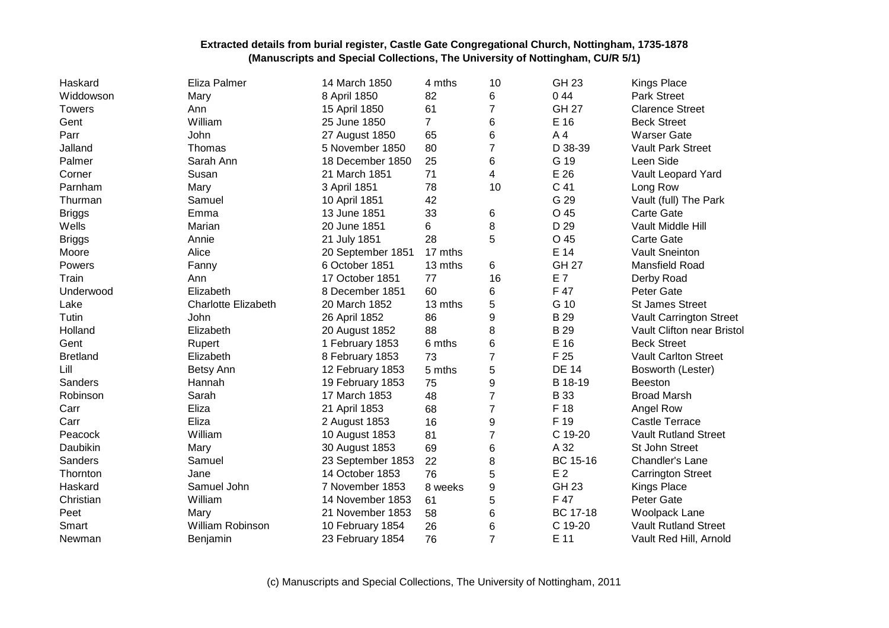**Extracted details from burial register, Castle Gate Congregational Church, Nottingham, 1735-1878**
**(Manuscripts and Special Collections, The University of Nottingham, CU/R 5/1)**

| | | | | | | |
|---|---|---|---|---|---|---|
| Haskard | Eliza Palmer | 14 March 1850 | 4 mths | 10 | GH 23 | Kings Place |
| Widdowson | Mary | 8 April 1850 | 82 | 6 | 0 44 | Park Street |
| Towers | Ann | 15 April 1850 | 61 | 7 | GH 27 | Clarence Street |
| Gent | William | 25 June 1850 | 7 | 6 | E 16 | Beck Street |
| Parr | John | 27 August 1850 | 65 | 6 | A 4 | Warser Gate |
| Jalland | Thomas | 5 November 1850 | 80 | 7 | D 38-39 | Vault Park Street |
| Palmer | Sarah Ann | 18 December 1850 | 25 | 6 | G 19 | Leen Side |
| Corner | Susan | 21 March 1851 | 71 | 4 | E 26 | Vault Leopard Yard |
| Parnham | Mary | 3 April 1851 | 78 | 10 | C 41 | Long Row |
| Thurman | Samuel | 10 April 1851 | 42 | | G 29 | Vault (full) The Park |
| Briggs | Emma | 13 June 1851 | 33 | 6 | O 45 | Carte Gate |
| Wells | Marian | 20 June 1851 | 6 | 8 | D 29 | Vault Middle Hill |
| Briggs | Annie | 21 July 1851 | 28 | 5 | O 45 | Carte Gate |
| Moore | Alice | 20 September 1851 | 17 mths | | E 14 | Vault Sneinton |
| Powers | Fanny | 6 October 1851 | 13 mths | 6 | GH 27 | Mansfield Road |
| Train | Ann | 17 October 1851 | 77 | 16 | E 7 | Derby Road |
| Underwood | Elizabeth | 8 December 1851 | 60 | 6 | F 47 | Peter Gate |
| Lake | Charlotte Elizabeth | 20 March 1852 | 13 mths | 5 | G 10 | St James Street |
| Tutin | John | 26 April 1852 | 86 | 9 | B 29 | Vault Carrington Street |
| Holland | Elizabeth | 20 August 1852 | 88 | 8 | B 29 | Vault Clifton near Bristol |
| Gent | Rupert | 1 February 1853 | 6 mths | 6 | E 16 | Beck Street |
| Bretland | Elizabeth | 8 February 1853 | 73 | 7 | F 25 | Vault Carlton Street |
| Lill | Betsy Ann | 12 February 1853 | 5 mths | 5 | DE 14 | Bosworth (Lester) |
| Sanders | Hannah | 19 February 1853 | 75 | 9 | B 18-19 | Beeston |
| Robinson | Sarah | 17 March 1853 | 48 | 7 | B 33 | Broad Marsh |
| Carr | Eliza | 21 April 1853 | 68 | 7 | F 18 | Angel Row |
| Carr | Eliza | 2 August 1853 | 16 | 9 | F 19 | Castle Terrace |
| Peacock | William | 10 August 1853 | 81 | 7 | C 19-20 | Vault Rutland Street |
| Daubikin | Mary | 30 August 1853 | 69 | 6 | A 32 | St John Street |
| Sanders | Samuel | 23 September 1853 | 22 | 8 | BC 15-16 | Chandler's Lane |
| Thornton | Jane | 14 October 1853 | 76 | 5 | E 2 | Carrington Street |
| Haskard | Samuel John | 7 November 1853 | 8 weeks | 9 | GH 23 | Kings Place |
| Christian | William | 14 November 1853 | 61 | 5 | F 47 | Peter Gate |
| Peet | Mary | 21 November 1853 | 58 | 6 | BC 17-18 | Woolpack Lane |
| Smart | William Robinson | 10 February 1854 | 26 | 6 | C 19-20 | Vault Rutland Street |
| Newman | Benjamin | 23 February 1854 | 76 | 7 | E 11 | Vault Red Hill, Arnold |

(c) Manuscripts and Special Collections, The University of Nottingham, 2011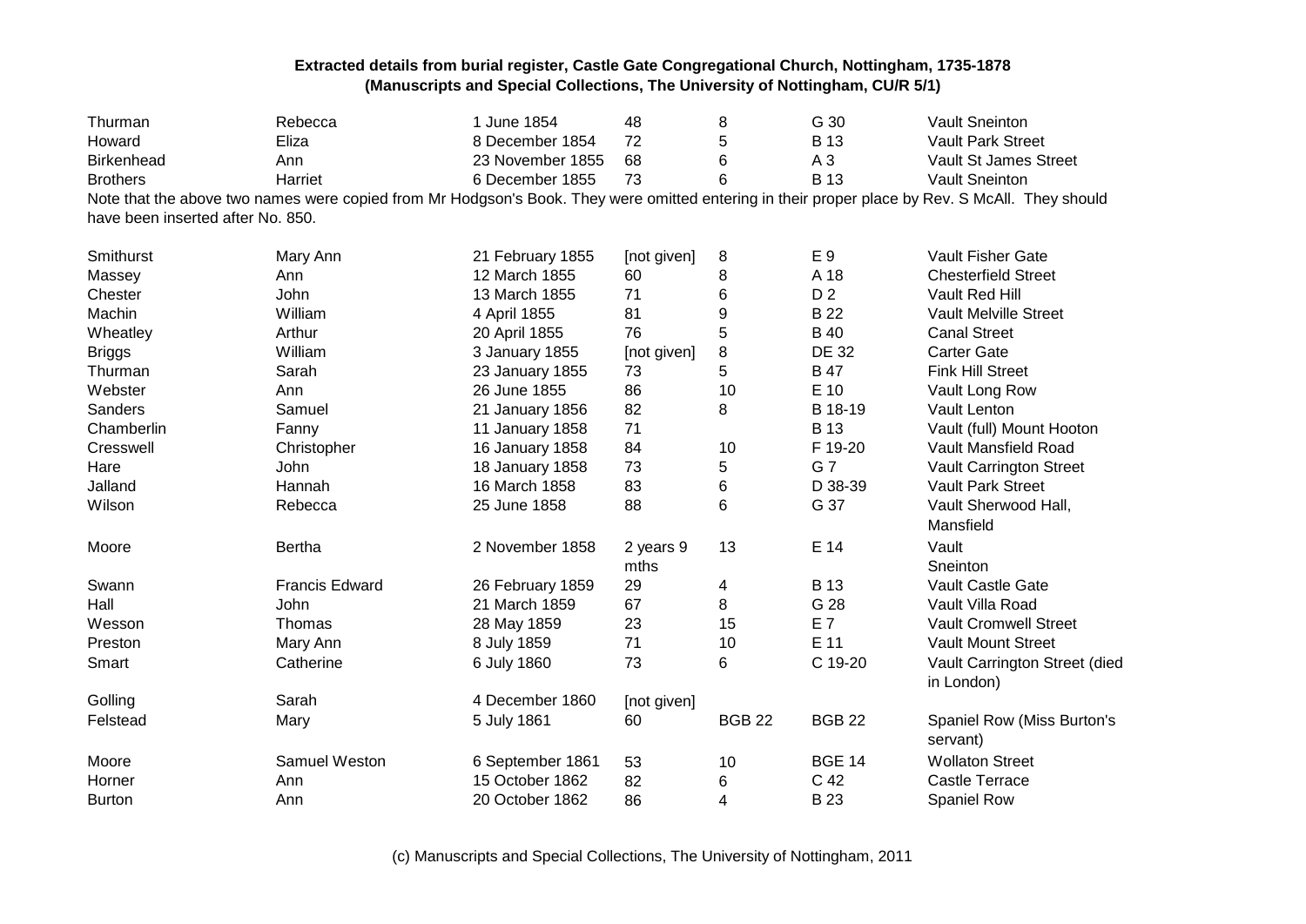**Extracted details from burial register, Castle Gate Congregational Church, Nottingham, 1735-1878 (Manuscripts and Special Collections, The University of Nottingham, CU/R 5/1)**

| | | | | | | |
|---|---|---|---|---|---|---|
| Thurman | Rebecca | 1 June 1854 | 48 | 8 | G 30 | Vault Sneinton |
| Howard | Eliza | 8 December 1854 | 72 | 5 | B 13 | Vault Park Street |
| Birkenhead | Ann | 23 November 1855 | 68 | 6 | A 3 | Vault St James Street |
| Brothers | Harriet | 6 December 1855 | 73 | 6 | B 13 | Vault Sneinton |

Note that the above two names were copied from Mr Hodgson's Book. They were omitted entering in their proper place by Rev. S McAll. They should have been inserted after No. 850.

| | | | | | | |
|---|---|---|---|---|---|---|
| Smithurst | Mary Ann | 21 February 1855 | [not given] | 8 | E 9 | Vault Fisher Gate |
| Massey | Ann | 12 March 1855 | 60 | 8 | A 18 | Chesterfield Street |
| Chester | John | 13 March 1855 | 71 | 6 | D 2 | Vault Red Hill |
| Machin | William | 4 April 1855 | 81 | 9 | B 22 | Vault Melville Street |
| Wheatley | Arthur | 20 April 1855 | 76 | 5 | B 40 | Canal Street |
| Briggs | William | 3 January 1855 | [not given] | 8 | DE 32 | Carter Gate |
| Thurman | Sarah | 23 January 1855 | 73 | 5 | B 47 | Fink Hill Street |
| Webster | Ann | 26 June 1855 | 86 | 10 | E 10 | Vault Long Row |
| Sanders | Samuel | 21 January 1856 | 82 | 8 | B 18-19 | Vault Lenton |
| Chamberlin | Fanny | 11 January 1858 | 71 | | B 13 | Vault (full) Mount Hooton |
| Cresswell | Christopher | 16 January 1858 | 84 | 10 | F 19-20 | Vault Mansfield Road |
| Hare | John | 18 January 1858 | 73 | 5 | G 7 | Vault Carrington Street |
| Jalland | Hannah | 16 March 1858 | 83 | 6 | D 38-39 | Vault Park Street |
| Wilson | Rebecca | 25 June 1858 | 88 | 6 | G 37 | Vault Sherwood Hall, Mansfield |
| Moore | Bertha | 2 November 1858 | 2 years 9 mths | 13 | E 14 | Vault Sneinton |
| Swann | Francis Edward | 26 February 1859 | 29 | 4 | B 13 | Vault Castle Gate |
| Hall | John | 21 March 1859 | 67 | 8 | G 28 | Vault Villa Road |
| Wesson | Thomas | 28 May 1859 | 23 | 15 | E 7 | Vault Cromwell Street |
| Preston | Mary Ann | 8 July 1859 | 71 | 10 | E 11 | Vault Mount Street |
| Smart | Catherine | 6 July 1860 | 73 | 6 | C 19-20 | Vault Carrington Street (died in London) |
| Golling | Sarah | 4 December 1860 | [not given] | | | |
| Felstead | Mary | 5 July 1861 | 60 | BGB 22 | BGB 22 | Spaniel Row (Miss Burton's servant) |
| Moore | Samuel Weston | 6 September 1861 | 53 | 10 | BGE 14 | Wollaton Street |
| Horner | Ann | 15 October 1862 | 82 | 6 | C 42 | Castle Terrace |
| Burton | Ann | 20 October 1862 | 86 | 4 | B 23 | Spaniel Row |

(c) Manuscripts and Special Collections, The University of Nottingham, 2011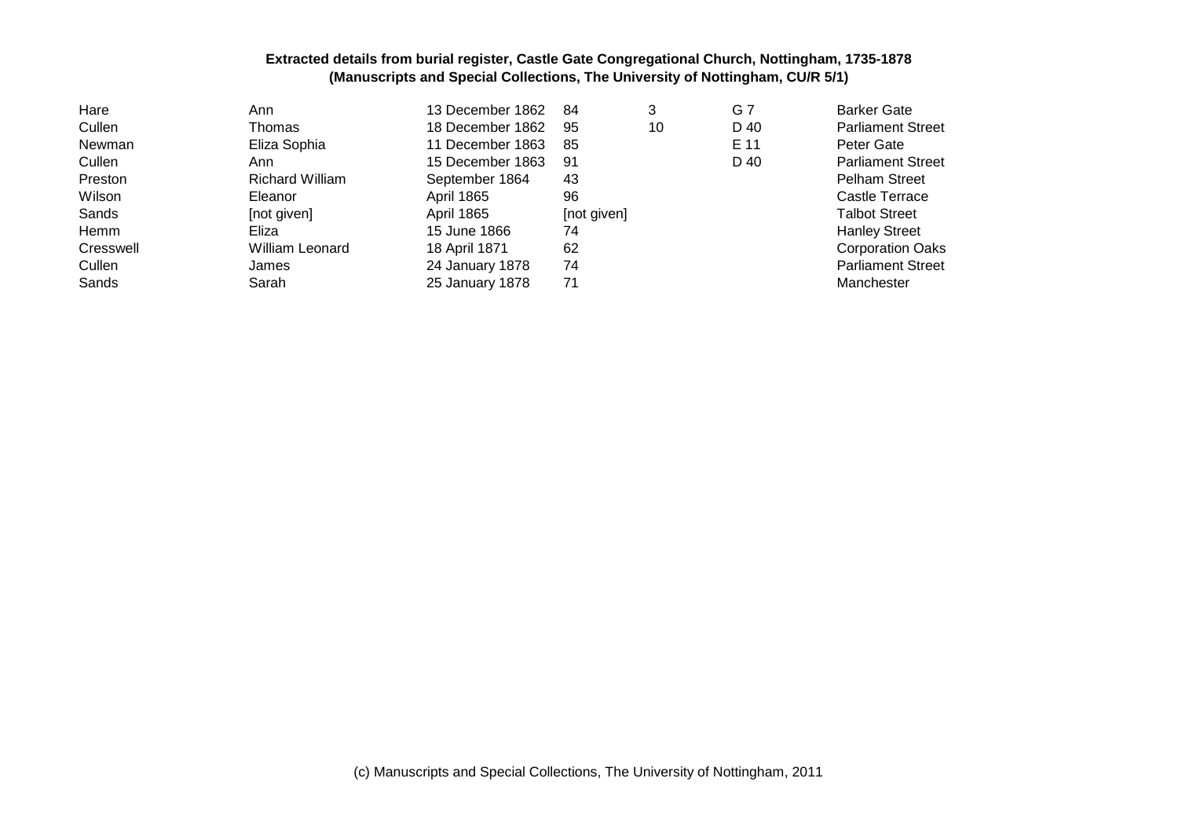**Extracted details from burial register, Castle Gate Congregational Church, Nottingham, 1735-1878**
**(Manuscripts and Special Collections, The University of Nottingham, CU/R 5/1)**

| | | | | | | |
|---|---|---|---|---|---|---|
| Hare | Ann | 13 December 1862 | 84 | 3 | G 7 | Barker Gate |
| Cullen | Thomas | 18 December 1862 | 95 | 10 | D 40 | Parliament Street |
| Newman | Eliza Sophia | 11 December 1863 | 85 | | E 11 | Peter Gate |
| Cullen | Ann | 15 December 1863 | 91 | | D 40 | Parliament Street |
| Preston | Richard William | September 1864 | 43 | | | Pelham Street |
| Wilson | Eleanor | April 1865 | 96 | | | Castle Terrace |
| Sands | [not given] | April 1865 | [not given] | | | Talbot Street |
| Hemm | Eliza | 15 June 1866 | 74 | | | Hanley Street |
| Cresswell | William Leonard | 18 April 1871 | 62 | | | Corporation Oaks |
| Cullen | James | 24 January 1878 | 74 | | | Parliament Street |
| Sands | Sarah | 25 January 1878 | 71 | | | Manchester |